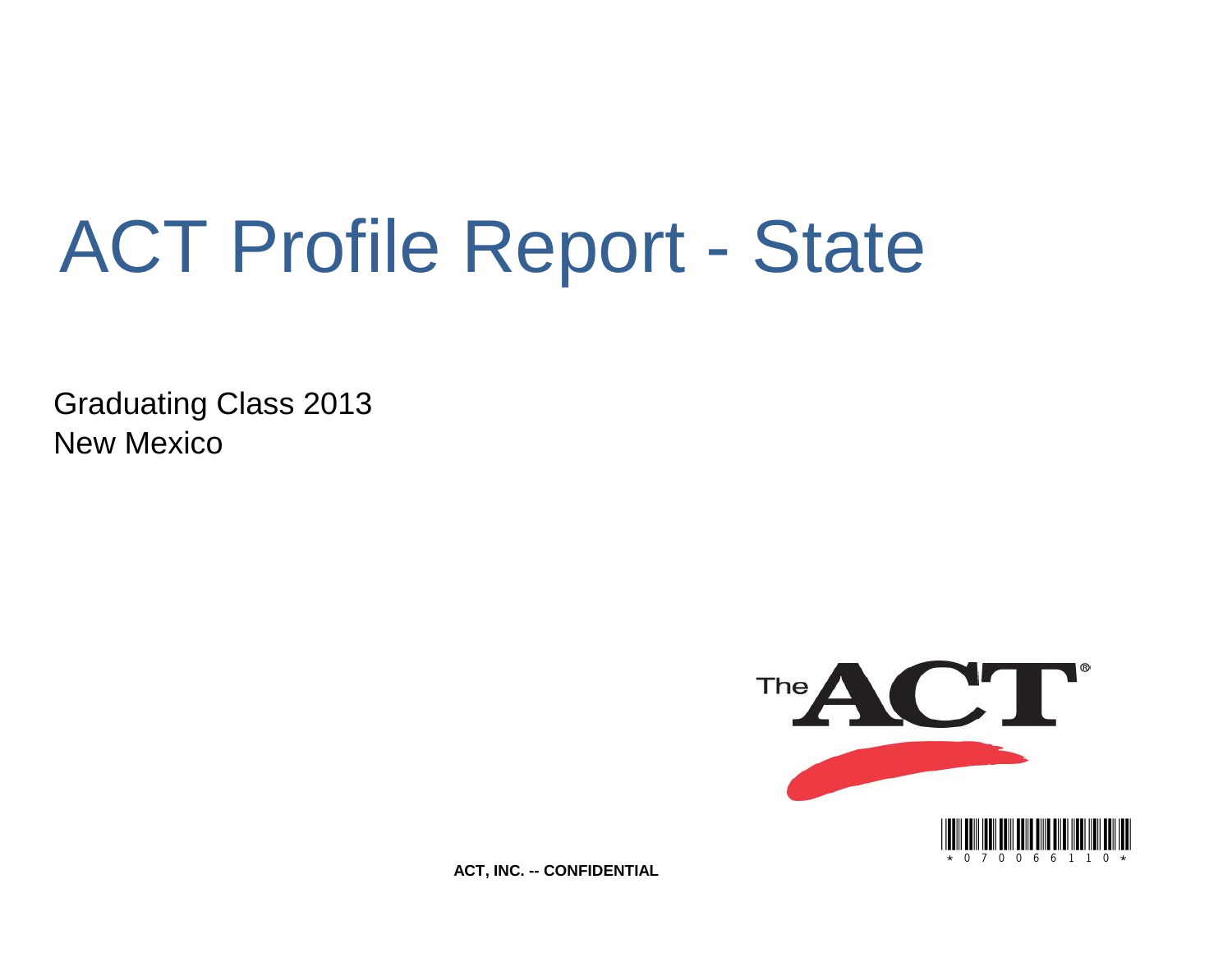# ACT Profile Report - State

Graduating Class 2013

New Mexico

ACT, INC. -- CONFIDENTIAL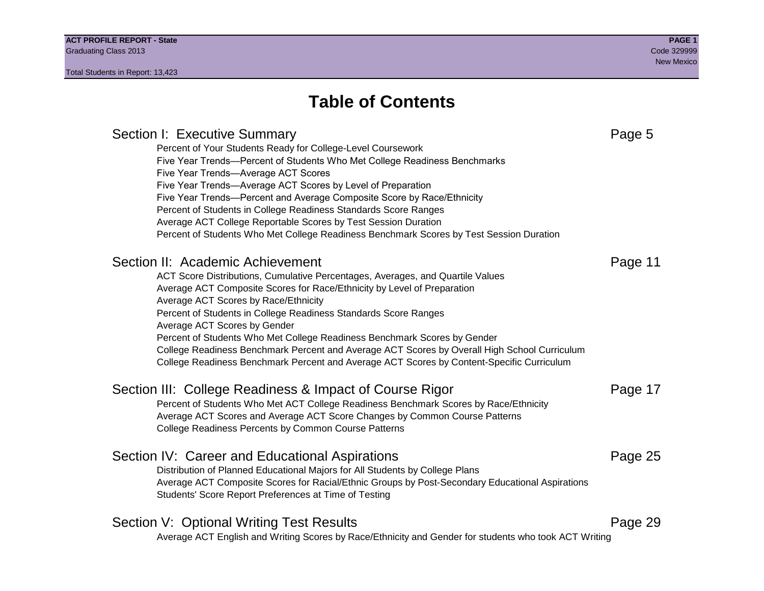# Table of Contents

## Section I: Executive Summary — Page 5

- Percent of Your Students Ready for College-Level Coursework
- Five Year Trends—Percent of Students Who Met College Readiness Benchmarks
- Five Year Trends—Average ACT Scores
- Five Year Trends—Average ACT Scores by Level of Preparation
- Five Year Trends—Percent and Average Composite Score by Race/Ethnicity
- Percent of Students in College Readiness Standards Score Ranges
- Average ACT College Reportable Scores by Test Session Duration
- Percent of Students Who Met College Readiness Benchmark Scores by Test Session Duration

## Section II: Academic Achievement — Page 11

- ACT Score Distributions, Cumulative Percentages, Averages, and Quartile Values
- Average ACT Composite Scores for Race/Ethnicity by Level of Preparation
- Average ACT Scores by Race/Ethnicity
- Percent of Students in College Readiness Standards Score Ranges
- Average ACT Scores by Gender
- Percent of Students Who Met College Readiness Benchmark Scores by Gender
- College Readiness Benchmark Percent and Average ACT Scores by Overall High School Curriculum
- College Readiness Benchmark Percent and Average ACT Scores by Content-Specific Curriculum

## Section III: College Readiness & Impact of Course Rigor — Page 17

- Percent of Students Who Met ACT College Readiness Benchmark Scores by Race/Ethnicity
- Average ACT Scores and Average ACT Score Changes by Common Course Patterns
- College Readiness Percents by Common Course Patterns

## Section IV: Career and Educational Aspirations — Page 25

- Distribution of Planned Educational Majors for All Students by College Plans
- Average ACT Composite Scores for Racial/Ethnic Groups by Post-Secondary Educational Aspirations
- Students' Score Report Preferences at Time of Testing

## Section V: Optional Writing Test Results — Page 29

- Average ACT English and Writing Scores by Race/Ethnicity and Gender for students who took ACT Writing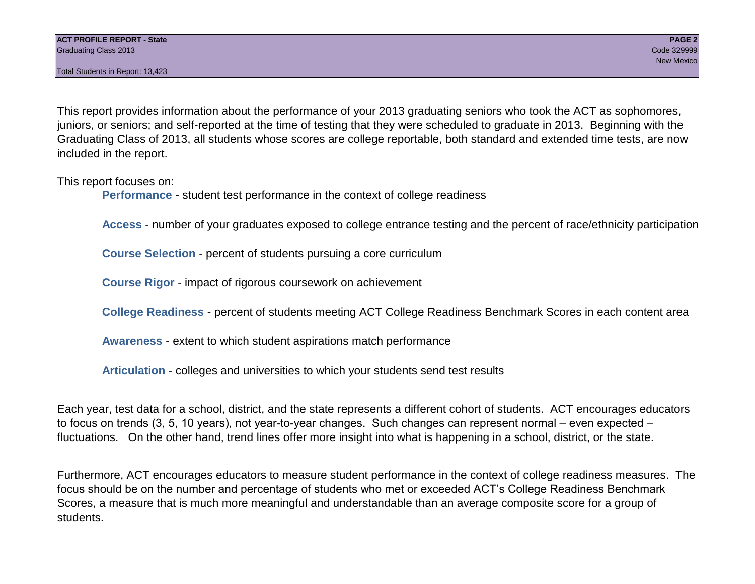This report provides information about the performance of your 2013 graduating seniors who took the ACT as sophomores, juniors, or seniors; and self-reported at the time of testing that they were scheduled to graduate in 2013. Beginning with the Graduating Class of 2013, all students whose scores are college reportable, both standard and extended time tests, are now included in the report.

This report focuses on:

- **Performance** - student test performance in the context of college readiness
- **Access** - number of your graduates exposed to college entrance testing and the percent of race/ethnicity participation
- **Course Selection** - percent of students pursuing a core curriculum
- **Course Rigor** - impact of rigorous coursework on achievement
- **College Readiness** - percent of students meeting ACT College Readiness Benchmark Scores in each content area
- **Awareness** - extent to which student aspirations match performance
- **Articulation** - colleges and universities to which your students send test results

Each year, test data for a school, district, and the state represents a different cohort of students. ACT encourages educators to focus on trends (3, 5, 10 years), not year-to-year changes. Such changes can represent normal – even expected – fluctuations. On the other hand, trend lines offer more insight into what is happening in a school, district, or the state.

Furthermore, ACT encourages educators to measure student performance in the context of college readiness measures. The focus should be on the number and percentage of students who met or exceeded ACT's College Readiness Benchmark Scores, a measure that is much more meaningful and understandable than an average composite score for a group of students.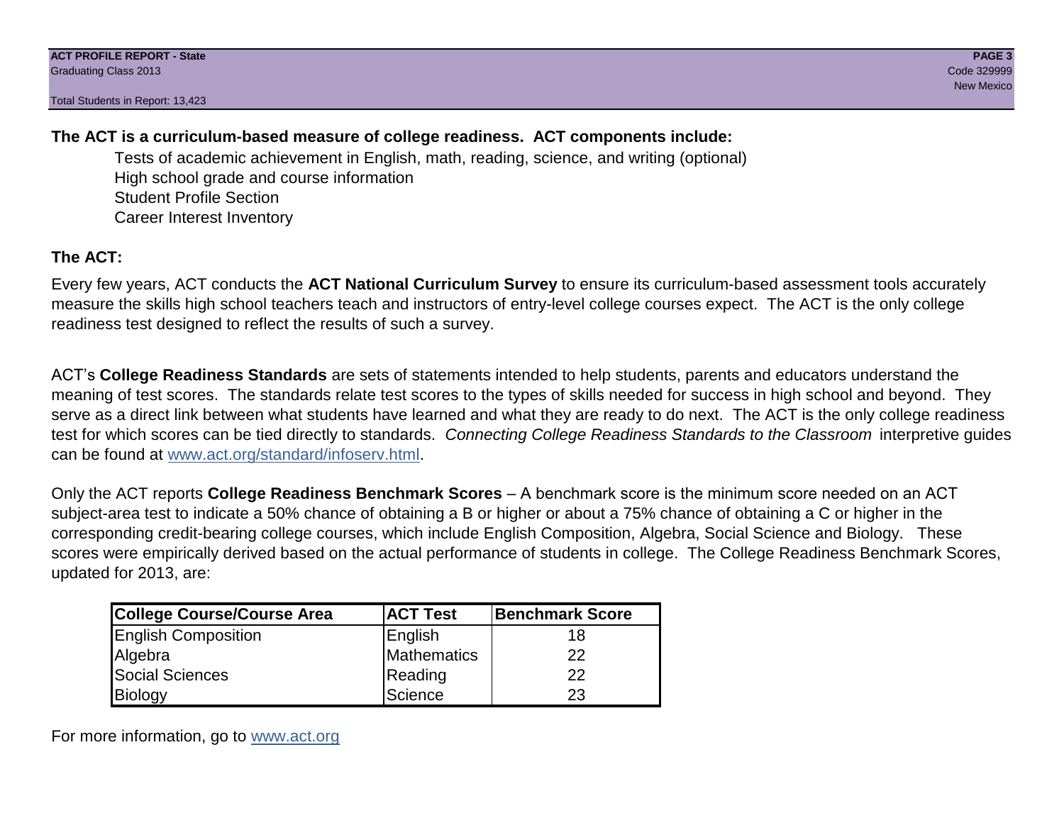**The ACT is a curriculum-based measure of college readiness. ACT components include:**

- Tests of academic achievement in English, math, reading, science, and writing (optional)
- High school grade and course information
- Student Profile Section
- Career Interest Inventory

**The ACT:**

Every few years, ACT conducts the **ACT National Curriculum Survey** to ensure its curriculum-based assessment tools accurately measure the skills high school teachers teach and instructors of entry-level college courses expect. The ACT is the only college readiness test designed to reflect the results of such a survey.

ACT's **College Readiness Standards** are sets of statements intended to help students, parents and educators understand the meaning of test scores. The standards relate test scores to the types of skills needed for success in high school and beyond. They serve as a direct link between what students have learned and what they are ready to do next. The ACT is the only college readiness test for which scores can be tied directly to standards. *Connecting College Readiness Standards to the Classroom* interpretive guides can be found at [www.act.org/standard/infoserv.html](www.act.org/standard/infoserv.html).

Only the ACT reports **College Readiness Benchmark Scores** – A benchmark score is the minimum score needed on an ACT subject-area test to indicate a 50% chance of obtaining a B or higher or about a 75% chance of obtaining a C or higher in the corresponding credit-bearing college courses, which include English Composition, Algebra, Social Science and Biology. These scores were empirically derived based on the actual performance of students in college. The College Readiness Benchmark Scores, updated for 2013, are:

| College Course/Course Area | ACT Test | Benchmark Score |
|---|---|---|
| English Composition | English | 18 |
| Algebra | Mathematics | 22 |
| Social Sciences | Reading | 22 |
| Biology | Science | 23 |

For more information, go to [www.act.org](www.act.org)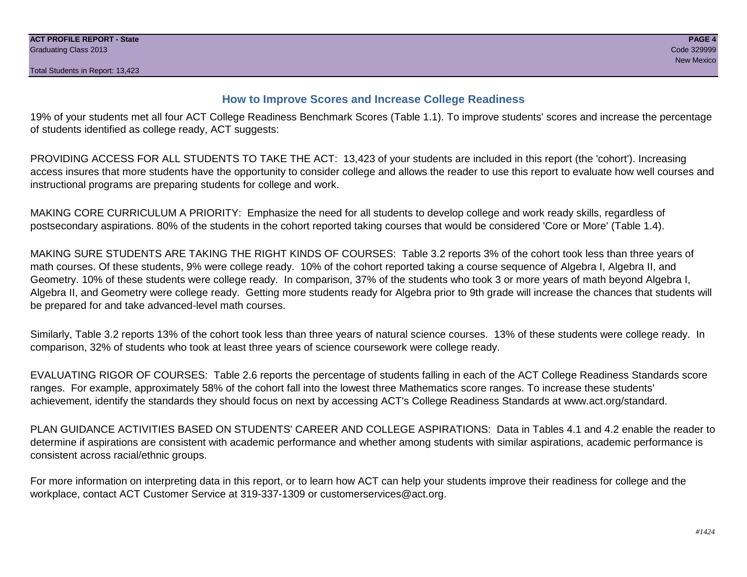## How to Improve Scores and Increase College Readiness

19% of your students met all four ACT College Readiness Benchmark Scores (Table 1.1). To improve students' scores and increase the percentage of students identified as college ready, ACT suggests:

PROVIDING ACCESS FOR ALL STUDENTS TO TAKE THE ACT: 13,423 of your students are included in this report (the 'cohort'). Increasing access insures that more students have the opportunity to consider college and allows the reader to use this report to evaluate how well courses and instructional programs are preparing students for college and work.

MAKING CORE CURRICULUM A PRIORITY: Emphasize the need for all students to develop college and work ready skills, regardless of postsecondary aspirations. 80% of the students in the cohort reported taking courses that would be considered 'Core or More' (Table 1.4).

MAKING SURE STUDENTS ARE TAKING THE RIGHT KINDS OF COURSES: Table 3.2 reports 3% of the cohort took less than three years of math courses. Of these students, 9% were college ready. 10% of the cohort reported taking a course sequence of Algebra I, Algebra II, and Geometry. 10% of these students were college ready. In comparison, 37% of the students who took 3 or more years of math beyond Algebra I, Algebra II, and Geometry were college ready. Getting more students ready for Algebra prior to 9th grade will increase the chances that students will be prepared for and take advanced-level math courses.

Similarly, Table 3.2 reports 13% of the cohort took less than three years of natural science courses. 13% of these students were college ready. In comparison, 32% of students who took at least three years of science coursework were college ready.

EVALUATING RIGOR OF COURSES: Table 2.6 reports the percentage of students falling in each of the ACT College Readiness Standards score ranges. For example, approximately 58% of the cohort fall into the lowest three Mathematics score ranges. To increase these students' achievement, identify the standards they should focus on next by accessing ACT's College Readiness Standards at www.act.org/standard.

PLAN GUIDANCE ACTIVITIES BASED ON STUDENTS' CAREER AND COLLEGE ASPIRATIONS: Data in Tables 4.1 and 4.2 enable the reader to determine if aspirations are consistent with academic performance and whether among students with similar aspirations, academic performance is consistent across racial/ethnic groups.

For more information on interpreting data in this report, or to learn how ACT can help your students improve their readiness for college and the workplace, contact ACT Customer Service at 319-337-1309 or customerservices@act.org.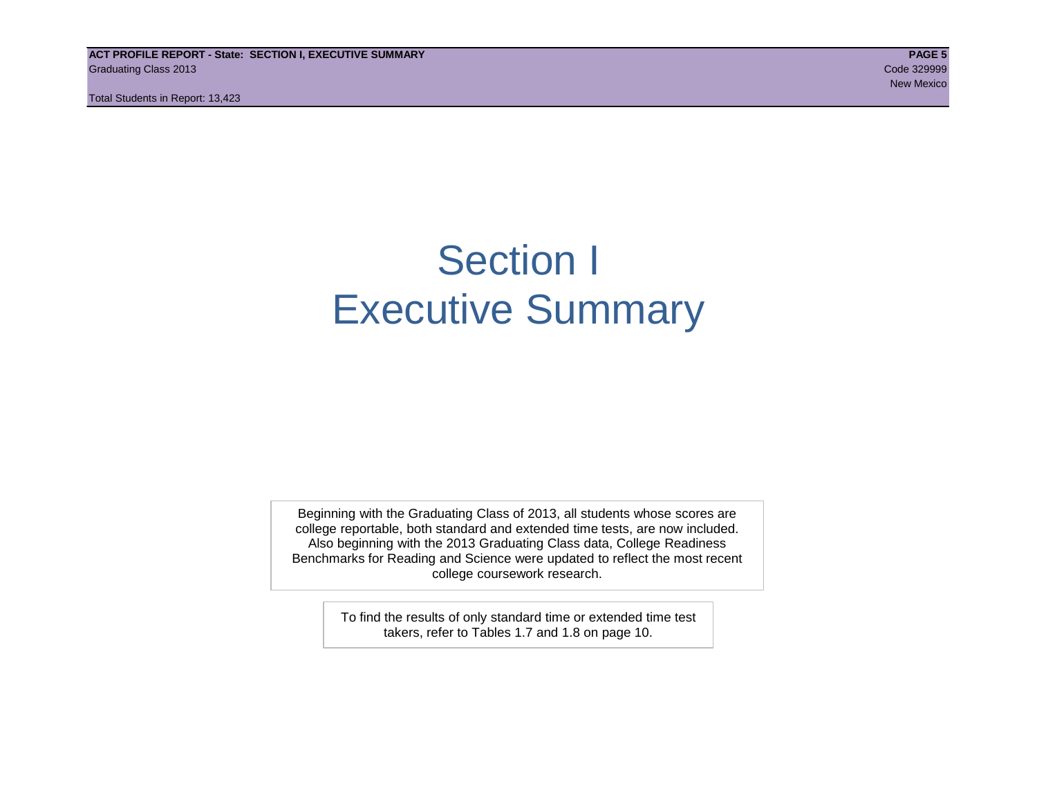# Section I
# Executive Summary

Beginning with the Graduating Class of 2013, all students whose scores are college reportable, both standard and extended time tests, are now included. Also beginning with the 2013 Graduating Class data, College Readiness Benchmarks for Reading and Science were updated to reflect the most recent college coursework research.

To find the results of only standard time or extended time test takers, refer to Tables 1.7 and 1.8 on page 10.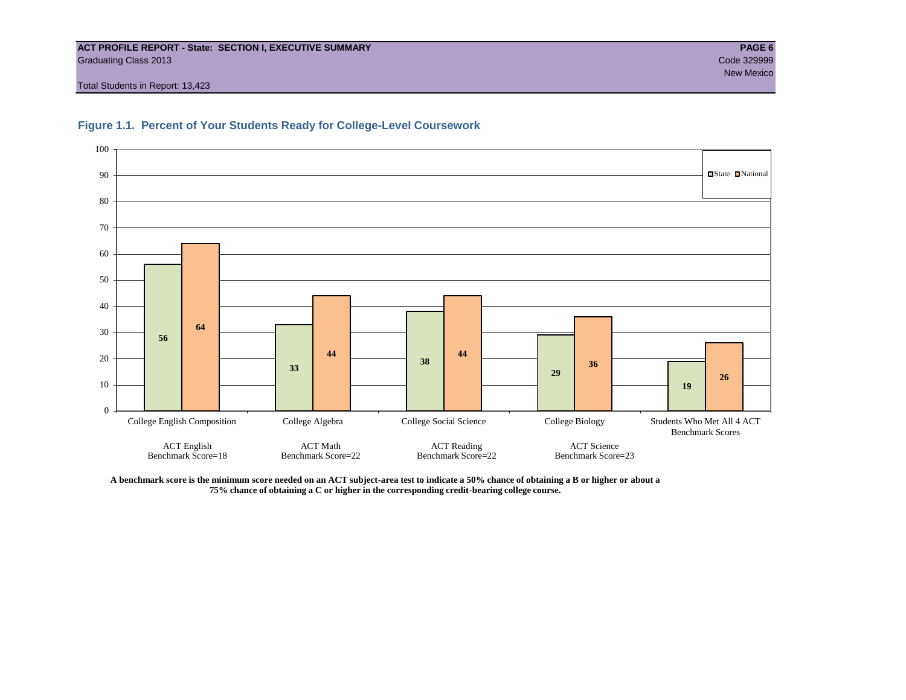**ACT PROFILE REPORT - State: SECTION I, EXECUTIVE SUMMARY**
Graduating Class 2013
Code 329999
New Mexico

Total Students in Report: 13,423

### Figure 1.1. Percent of Your Students Ready for College-Level Coursework

| Course | ACT Test / Benchmark | State | National |
|---|---|---|---|
| College English Composition | ACT English Benchmark Score=18 | 56 | 64 |
| College Algebra | ACT Math Benchmark Score=22 | 33 | 44 |
| College Social Science | ACT Reading Benchmark Score=22 | 38 | 44 |
| College Biology | ACT Science Benchmark Score=23 | 29 | 36 |
| Students Who Met All 4 ACT Benchmark Scores | | 19 | 26 |

**A benchmark score is the minimum score needed on an ACT subject-area test to indicate a 50% chance of obtaining a B or higher or about a 75% chance of obtaining a C or higher in the corresponding credit-bearing college course.**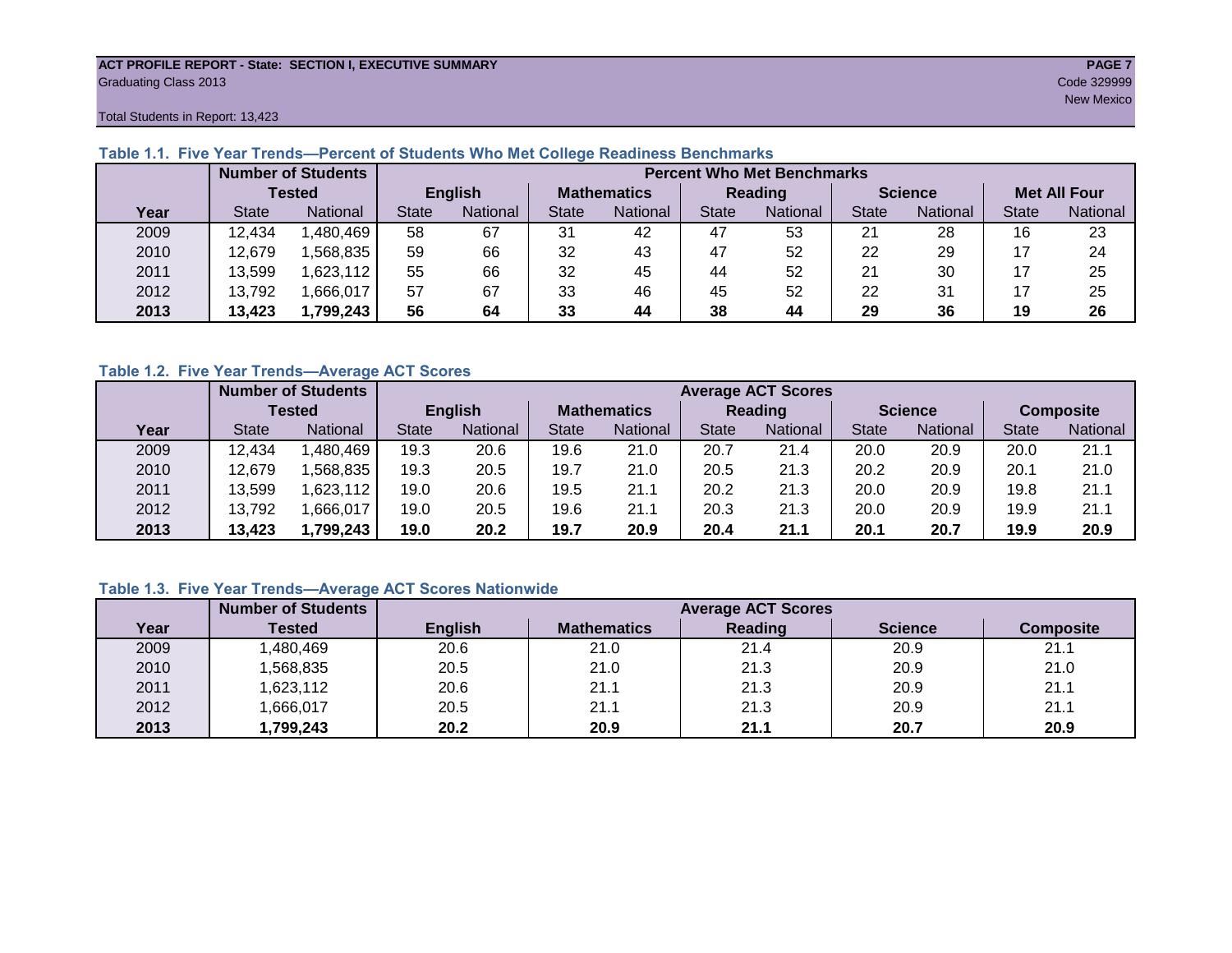**ACT PROFILE REPORT - State: SECTION I, EXECUTIVE SUMMARY**
Graduating Class 2013
Code 329999
New Mexico
Total Students in Report: 13,423

### Table 1.1. Five Year Trends—Percent of Students Who Met College Readiness Benchmarks

| | Number of Students Tested | | Percent Who Met Benchmarks | | | | | | | | | |
|---|---|---|---|---|---|---|---|---|---|---|---|---|
| | | | English | | Mathematics | | Reading | | Science | | Met All Four | |
| Year | State | National | State | National | State | National | State | National | State | National | State | National |
| 2009 | 12,434 | 1,480,469 | 58 | 67 | 31 | 42 | 47 | 53 | 21 | 28 | 16 | 23 |
| 2010 | 12,679 | 1,568,835 | 59 | 66 | 32 | 43 | 47 | 52 | 22 | 29 | 17 | 24 |
| 2011 | 13,599 | 1,623,112 | 55 | 66 | 32 | 45 | 44 | 52 | 21 | 30 | 17 | 25 |
| 2012 | 13,792 | 1,666,017 | 57 | 67 | 33 | 46 | 45 | 52 | 22 | 31 | 17 | 25 |
| **2013** | **13,423** | **1,799,243** | **56** | **64** | **33** | **44** | **38** | **44** | **29** | **36** | **19** | **26** |

### Table 1.2. Five Year Trends—Average ACT Scores

| | Number of Students Tested | | Average ACT Scores | | | | | | | | | |
|---|---|---|---|---|---|---|---|---|---|---|---|---|
| | | | English | | Mathematics | | Reading | | Science | | Composite | |
| Year | State | National | State | National | State | National | State | National | State | National | State | National |
| 2009 | 12,434 | 1,480,469 | 19.3 | 20.6 | 19.6 | 21.0 | 20.7 | 21.4 | 20.0 | 20.9 | 20.0 | 21.1 |
| 2010 | 12,679 | 1,568,835 | 19.3 | 20.5 | 19.7 | 21.0 | 20.5 | 21.3 | 20.2 | 20.9 | 20.1 | 21.0 |
| 2011 | 13,599 | 1,623,112 | 19.0 | 20.6 | 19.5 | 21.1 | 20.2 | 21.3 | 20.0 | 20.9 | 19.8 | 21.1 |
| 2012 | 13,792 | 1,666,017 | 19.0 | 20.5 | 19.6 | 21.1 | 20.3 | 21.3 | 20.0 | 20.9 | 19.9 | 21.1 |
| **2013** | **13,423** | **1,799,243** | **19.0** | **20.2** | **19.7** | **20.9** | **20.4** | **21.1** | **20.1** | **20.7** | **19.9** | **20.9** |

### Table 1.3. Five Year Trends—Average ACT Scores Nationwide

| | Number of Students | Average ACT Scores | | | | |
|---|---|---|---|---|---|---|
| Year | Tested | English | Mathematics | Reading | Science | Composite |
| 2009 | 1,480,469 | 20.6 | 21.0 | 21.4 | 20.9 | 21.1 |
| 2010 | 1,568,835 | 20.5 | 21.0 | 21.3 | 20.9 | 21.0 |
| 2011 | 1,623,112 | 20.6 | 21.1 | 21.3 | 20.9 | 21.1 |
| 2012 | 1,666,017 | 20.5 | 21.1 | 21.3 | 20.9 | 21.1 |
| **2013** | **1,799,243** | **20.2** | **20.9** | **21.1** | **20.7** | **20.9** |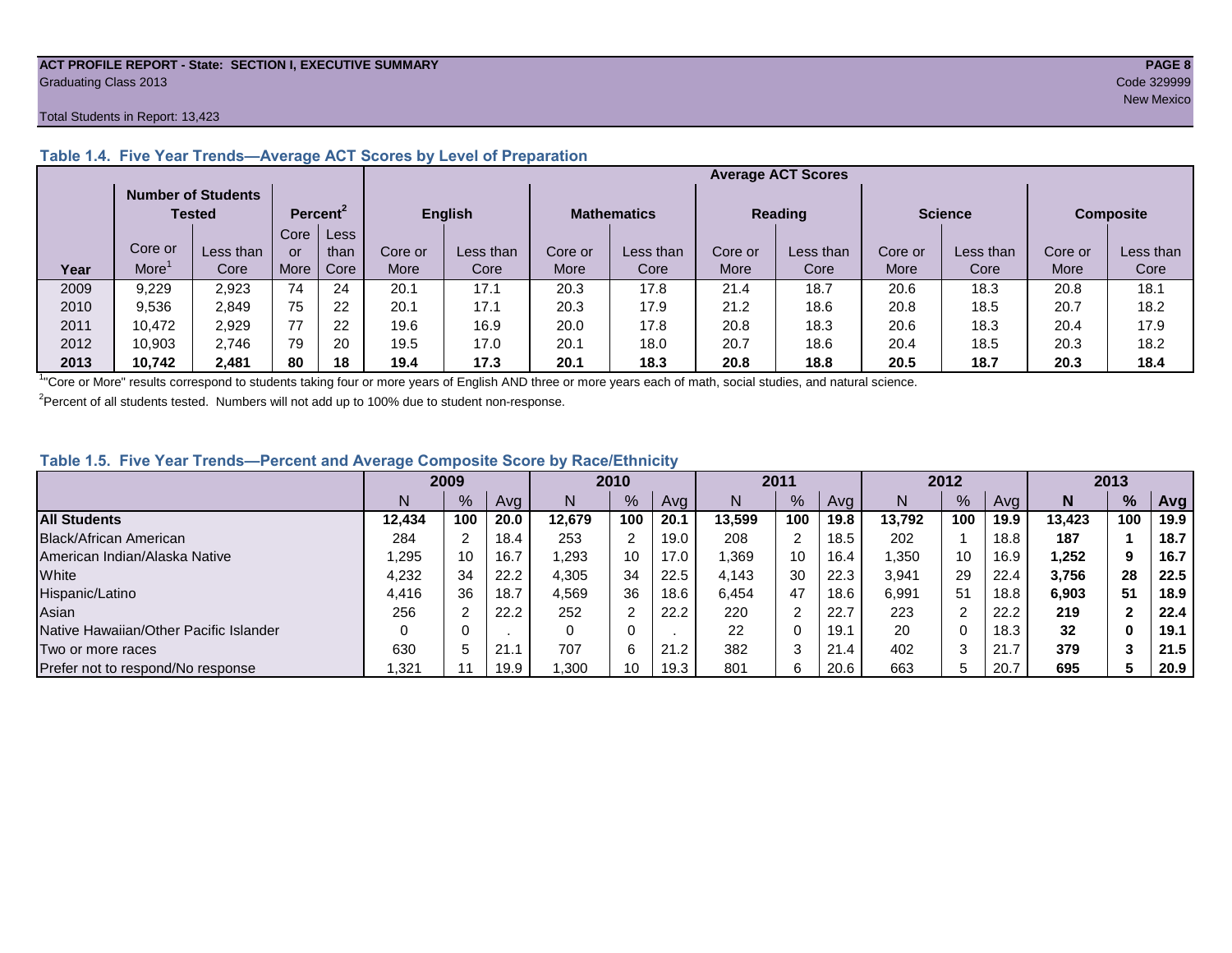**ACT PROFILE REPORT - State: SECTION I, EXECUTIVE SUMMARY**
Graduating Class 2013

Code 329999
New Mexico

Total Students in Report: 13,423

### Table 1.4. Five Year Trends—Average ACT Scores by Level of Preparation

| | Number of Students Tested | | Percent[2] | | Average ACT Scores | | | | | | | | | |
|---|---|---|---|---|---|---|---|---|---|---|---|---|---|---|
| | | | | | English | | Mathematics | | Reading | | Science | | Composite | |
| Year | Core or More[1] | Less than Core | Core or More | Less than Core | Core or More | Less than Core | Core or More | Less than Core | Core or More | Less than Core | Core or More | Less than Core | Core or More | Less than Core |
| 2009 | 9,229 | 2,923 | 74 | 24 | 20.1 | 17.1 | 20.3 | 17.8 | 21.4 | 18.7 | 20.6 | 18.3 | 20.8 | 18.1 |
| 2010 | 9,536 | 2,849 | 75 | 22 | 20.1 | 17.1 | 20.3 | 17.9 | 21.2 | 18.6 | 20.8 | 18.5 | 20.7 | 18.2 |
| 2011 | 10,472 | 2,929 | 77 | 22 | 19.6 | 16.9 | 20.0 | 17.8 | 20.8 | 18.3 | 20.6 | 18.3 | 20.4 | 17.9 |
| 2012 | 10,903 | 2,746 | 79 | 20 | 19.5 | 17.0 | 20.1 | 18.0 | 20.7 | 18.6 | 20.4 | 18.5 | 20.3 | 18.2 |
| **2013** | **10,742** | **2,481** | **80** | **18** | **19.4** | **17.3** | **20.1** | **18.3** | **20.8** | **18.8** | **20.5** | **18.7** | **20.3** | **18.4** |

[1]"Core or More" results correspond to students taking four or more years of English AND three or more years each of math, social studies, and natural science.

[2]Percent of all students tested. Numbers will not add up to 100% due to student non-response.

### Table 1.5. Five Year Trends—Percent and Average Composite Score by Race/Ethnicity

| | 2009 | | | 2010 | | | 2011 | | | 2012 | | | 2013 | | |
|---|---|---|---|---|---|---|---|---|---|---|---|---|---|---|---|
| | N | % | Avg | N | % | Avg | N | % | Avg | N | % | Avg | **N** | **%** | **Avg** |
| **All Students** | **12,434** | **100** | **20.0** | **12,679** | **100** | **20.1** | **13,599** | **100** | **19.8** | **13,792** | **100** | **19.9** | **13,423** | **100** | **19.9** |
| Black/African American | 284 | 2 | 18.4 | 253 | 2 | 19.0 | 208 | 2 | 18.5 | 202 | 1 | 18.8 | **187** | **1** | **18.7** |
| American Indian/Alaska Native | 1,295 | 10 | 16.7 | 1,293 | 10 | 17.0 | 1,369 | 10 | 16.4 | 1,350 | 10 | 16.9 | **1,252** | **9** | **16.7** |
| White | 4,232 | 34 | 22.2 | 4,305 | 34 | 22.5 | 4,143 | 30 | 22.3 | 3,941 | 29 | 22.4 | **3,756** | **28** | **22.5** |
| Hispanic/Latino | 4,416 | 36 | 18.7 | 4,569 | 36 | 18.6 | 6,454 | 47 | 18.6 | 6,991 | 51 | 18.8 | **6,903** | **51** | **18.9** |
| Asian | 256 | 2 | 22.2 | 252 | 2 | 22.2 | 220 | 2 | 22.7 | 223 | 2 | 22.2 | **219** | **2** | **22.4** |
| Native Hawaiian/Other Pacific Islander | 0 | 0 | . | 0 | 0 | . | 22 | 0 | 19.1 | 20 | 0 | 18.3 | **32** | **0** | **19.1** |
| Two or more races | 630 | 5 | 21.1 | 707 | 6 | 21.2 | 382 | 3 | 21.4 | 402 | 3 | 21.7 | **379** | **3** | **21.5** |
| Prefer not to respond/No response | 1,321 | 11 | 19.9 | 1,300 | 10 | 19.3 | 801 | 6 | 20.6 | 663 | 5 | 20.7 | **695** | **5** | **20.9** |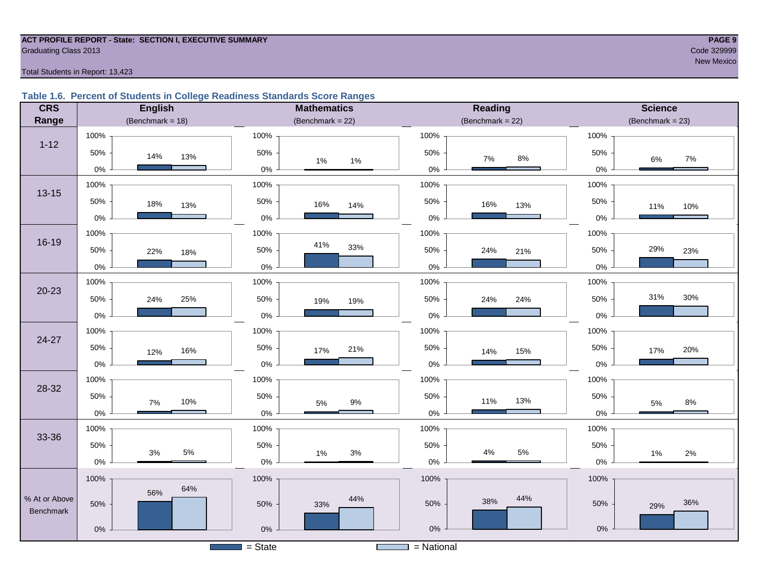ACT PROFILE REPORT - State: SECTION I, EXECUTIVE SUMMARY
Graduating Class 2013
Code 329999
New Mexico

Total Students in Report: 13,423

### Table 1.6. Percent of Students in College Readiness Standards Score Ranges

| CRS Range | English (Benchmark = 18) State | English National | Mathematics (Benchmark = 22) State | Mathematics National | Reading (Benchmark = 22) State | Reading National | Science (Benchmark = 23) State | Science National |
|---|---|---|---|---|---|---|---|---|
| 1-12 | 14% | 13% | 1% | 1% | 7% | 8% | 6% | 7% |
| 13-15 | 18% | 13% | 16% | 14% | 16% | 13% | 11% | 10% |
| 16-19 | 22% | 18% | 41% | 33% | 24% | 21% | 29% | 23% |
| 20-23 | 24% | 25% | 19% | 19% | 24% | 24% | 31% | 30% |
| 24-27 | 12% | 16% | 17% | 21% | 14% | 15% | 17% | 20% |
| 28-32 | 7% | 10% | 5% | 9% | 11% | 13% | 5% | 8% |
| 33-36 | 3% | 5% | 1% | 3% | 4% | 5% | 1% | 2% |
| % At or Above Benchmark | 56% | 64% | 33% | 44% | 38% | 44% | 29% | 36% |

= State   = National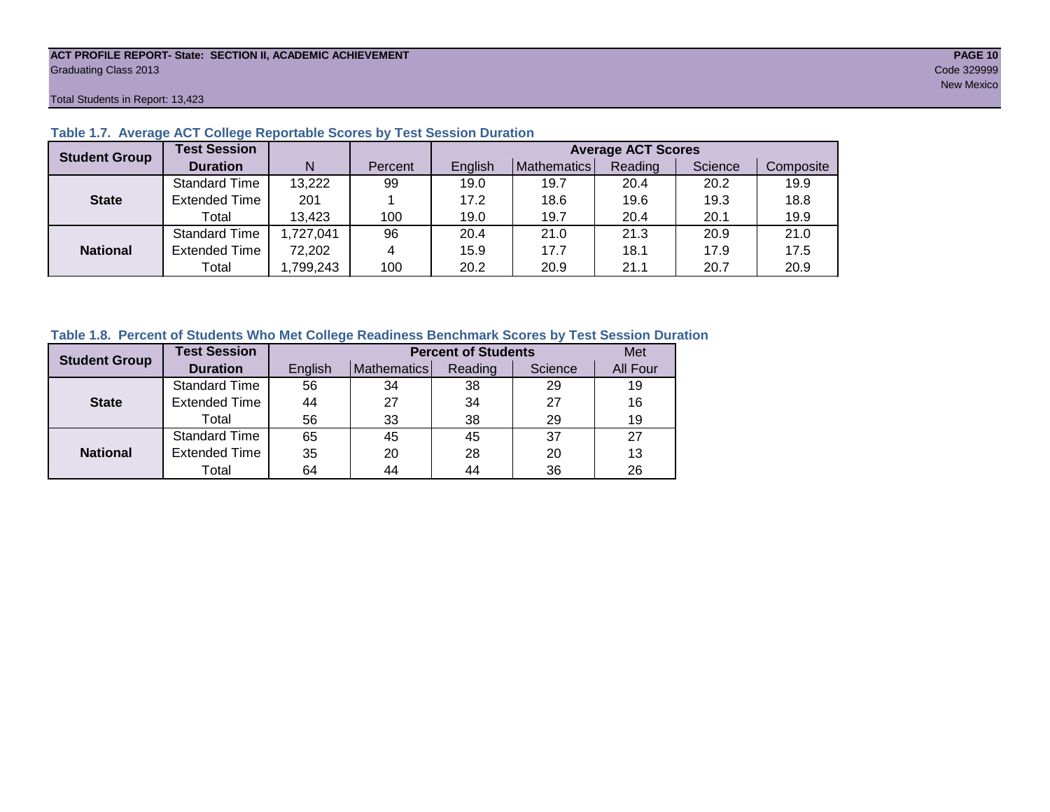Total Students in Report: 13,423

### Table 1.7. Average ACT College Reportable Scores by Test Session Duration

| Student Group | Test Session Duration | N | Percent | Average ACT Scores | | | | |
|---|---|---|---|---|---|---|---|---|
| | | | | English | Mathematics | Reading | Science | Composite |
| State | Standard Time | 13,222 | 99 | 19.0 | 19.7 | 20.4 | 20.2 | 19.9 |
| | Extended Time | 201 | 1 | 17.2 | 18.6 | 19.6 | 19.3 | 18.8 |
| | Total | 13,423 | 100 | 19.0 | 19.7 | 20.4 | 20.1 | 19.9 |
| National | Standard Time | 1,727,041 | 96 | 20.4 | 21.0 | 21.3 | 20.9 | 21.0 |
| | Extended Time | 72,202 | 4 | 15.9 | 17.7 | 18.1 | 17.9 | 17.5 |
| | Total | 1,799,243 | 100 | 20.2 | 20.9 | 21.1 | 20.7 | 20.9 |

### Table 1.8. Percent of Students Who Met College Readiness Benchmark Scores by Test Session Duration

| Student Group | Test Session Duration | Percent of Students | | | | Met |
|---|---|---|---|---|---|---|
| | | English | Mathematics | Reading | Science | All Four |
| State | Standard Time | 56 | 34 | 38 | 29 | 19 |
| | Extended Time | 44 | 27 | 34 | 27 | 16 |
| | Total | 56 | 33 | 38 | 29 | 19 |
| National | Standard Time | 65 | 45 | 45 | 37 | 27 |
| | Extended Time | 35 | 20 | 28 | 20 | 13 |
| | Total | 64 | 44 | 44 | 36 | 26 |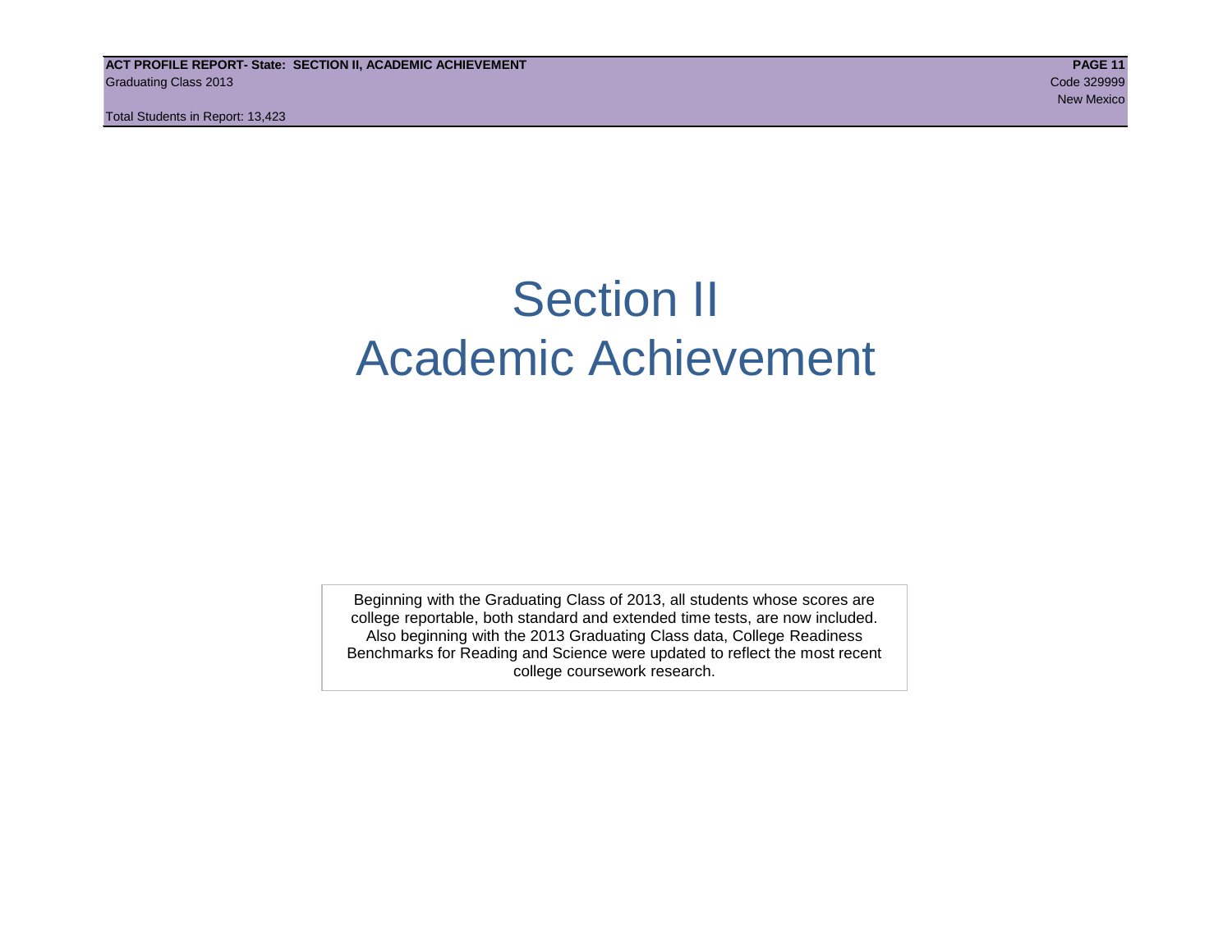# Section II
# Academic Achievement

Beginning with the Graduating Class of 2013, all students whose scores are college reportable, both standard and extended time tests, are now included. Also beginning with the 2013 Graduating Class data, College Readiness Benchmarks for Reading and Science were updated to reflect the most recent college coursework research.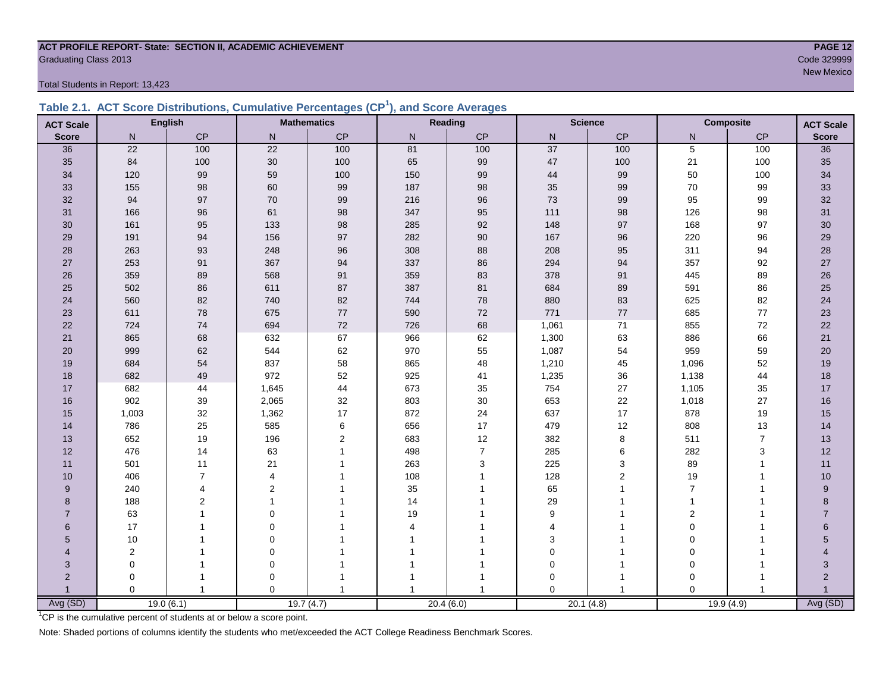**ACT PROFILE REPORT- State: SECTION II, ACADEMIC ACHIEVEMENT**
Graduating Class 2013

Code 329999
New Mexico

Total Students in Report: 13,423

## Table 2.1. ACT Score Distributions, Cumulative Percentages (CP[1]), and Score Averages

| ACT Scale | English | | Mathematics | | Reading | | Science | | Composite | | ACT Scale |
|---|---|---|---|---|---|---|---|---|---|---|---|
| Score | N | CP | N | CP | N | CP | N | CP | N | CP | Score |
| 36 | 22 | 100 | 22 | 100 | 81 | 100 | 37 | 100 | 5 | 100 | 36 |
| 35 | 84 | 100 | 30 | 100 | 65 | 99 | 47 | 100 | 21 | 100 | 35 |
| 34 | 120 | 99 | 59 | 100 | 150 | 99 | 44 | 99 | 50 | 100 | 34 |
| 33 | 155 | 98 | 60 | 99 | 187 | 98 | 35 | 99 | 70 | 99 | 33 |
| 32 | 94 | 97 | 70 | 99 | 216 | 96 | 73 | 99 | 95 | 99 | 32 |
| 31 | 166 | 96 | 61 | 98 | 347 | 95 | 111 | 98 | 126 | 98 | 31 |
| 30 | 161 | 95 | 133 | 98 | 285 | 92 | 148 | 97 | 168 | 97 | 30 |
| 29 | 191 | 94 | 156 | 97 | 282 | 90 | 167 | 96 | 220 | 96 | 29 |
| 28 | 263 | 93 | 248 | 96 | 308 | 88 | 208 | 95 | 311 | 94 | 28 |
| 27 | 253 | 91 | 367 | 94 | 337 | 86 | 294 | 94 | 357 | 92 | 27 |
| 26 | 359 | 89 | 568 | 91 | 359 | 83 | 378 | 91 | 445 | 89 | 26 |
| 25 | 502 | 86 | 611 | 87 | 387 | 81 | 684 | 89 | 591 | 86 | 25 |
| 24 | 560 | 82 | 740 | 82 | 744 | 78 | 880 | 83 | 625 | 82 | 24 |
| 23 | 611 | 78 | 675 | 77 | 590 | 72 | 771 | 77 | 685 | 77 | 23 |
| 22 | 724 | 74 | 694 | 72 | 726 | 68 | 1,061 | 71 | 855 | 72 | 22 |
| 21 | 865 | 68 | 632 | 67 | 966 | 62 | 1,300 | 63 | 886 | 66 | 21 |
| 20 | 999 | 62 | 544 | 62 | 970 | 55 | 1,087 | 54 | 959 | 59 | 20 |
| 19 | 684 | 54 | 837 | 58 | 865 | 48 | 1,210 | 45 | 1,096 | 52 | 19 |
| 18 | 682 | 49 | 972 | 52 | 925 | 41 | 1,235 | 36 | 1,138 | 44 | 18 |
| 17 | 682 | 44 | 1,645 | 44 | 673 | 35 | 754 | 27 | 1,105 | 35 | 17 |
| 16 | 902 | 39 | 2,065 | 32 | 803 | 30 | 653 | 22 | 1,018 | 27 | 16 |
| 15 | 1,003 | 32 | 1,362 | 17 | 872 | 24 | 637 | 17 | 878 | 19 | 15 |
| 14 | 786 | 25 | 585 | 6 | 656 | 17 | 479 | 12 | 808 | 13 | 14 |
| 13 | 652 | 19 | 196 | 2 | 683 | 12 | 382 | 8 | 511 | 7 | 13 |
| 12 | 476 | 14 | 63 | 1 | 498 | 7 | 285 | 6 | 282 | 3 | 12 |
| 11 | 501 | 11 | 21 | 1 | 263 | 3 | 225 | 3 | 89 | 1 | 11 |
| 10 | 406 | 7 | 4 | 1 | 108 | 1 | 128 | 2 | 19 | 1 | 10 |
| 9 | 240 | 4 | 2 | 1 | 35 | 1 | 65 | 1 | 7 | 1 | 9 |
| 8 | 188 | 2 | 1 | 1 | 14 | 1 | 29 | 1 | 1 | 1 | 8 |
| 7 | 63 | 1 | 0 | 1 | 19 | 1 | 9 | 1 | 2 | 1 | 7 |
| 6 | 17 | 1 | 0 | 1 | 4 | 1 | 4 | 1 | 0 | 1 | 6 |
| 5 | 10 | 1 | 0 | 1 | 1 | 1 | 3 | 1 | 0 | 1 | 5 |
| 4 | 2 | 1 | 0 | 1 | 1 | 1 | 0 | 1 | 0 | 1 | 4 |
| 3 | 0 | 1 | 0 | 1 | 1 | 1 | 0 | 1 | 0 | 1 | 3 |
| 2 | 0 | 1 | 0 | 1 | 1 | 1 | 0 | 1 | 0 | 1 | 2 |
| 1 | 0 | 1 | 0 | 1 | 1 | 1 | 0 | 1 | 0 | 1 | 1 |
| Avg (SD) | 19.0 (6.1) | | 19.7 (4.7) | | 20.4 (6.0) | | 20.1 (4.8) | | 19.9 (4.9) | | Avg (SD) |

[1]CP is the cumulative percent of students at or below a score point.

Note: Shaded portions of columns identify the students who met/exceeded the ACT College Readiness Benchmark Scores.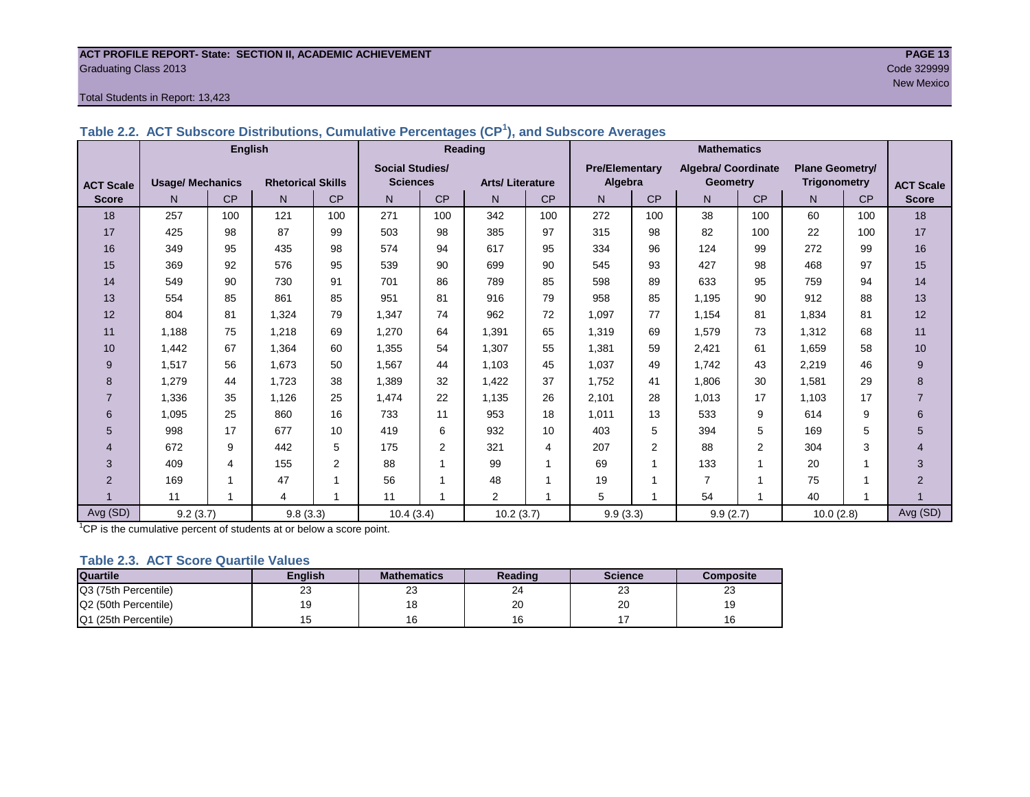**ACT PROFILE REPORT- State: SECTION II, ACADEMIC ACHIEVEMENT**
Graduating Class 2013
Code 329999
New Mexico

Total Students in Report: 13,423

### Table 2.2. ACT Subscore Distributions, Cumulative Percentages (CP[1]), and Subscore Averages

| | English | | | | Reading | | | | Mathematics | | | | | | |
|---|---|---|---|---|---|---|---|---|---|---|---|---|---|---|---|
| ACT Scale | Usage/ Mechanics | | Rhetorical Skills | | Social Studies/ Sciences | | Arts/ Literature | | Pre/Elementary Algebra | | Algebra/ Coordinate Geometry | | Plane Geometry/ Trigonometry | | ACT Scale |
| Score | N | CP | N | CP | N | CP | N | CP | N | CP | N | CP | N | CP | Score |
| 18 | 257 | 100 | 121 | 100 | 271 | 100 | 342 | 100 | 272 | 100 | 38 | 100 | 60 | 100 | 18 |
| 17 | 425 | 98 | 87 | 99 | 503 | 98 | 385 | 97 | 315 | 98 | 82 | 100 | 22 | 100 | 17 |
| 16 | 349 | 95 | 435 | 98 | 574 | 94 | 617 | 95 | 334 | 96 | 124 | 99 | 272 | 99 | 16 |
| 15 | 369 | 92 | 576 | 95 | 539 | 90 | 699 | 90 | 545 | 93 | 427 | 98 | 468 | 97 | 15 |
| 14 | 549 | 90 | 730 | 91 | 701 | 86 | 789 | 85 | 598 | 89 | 633 | 95 | 759 | 94 | 14 |
| 13 | 554 | 85 | 861 | 85 | 951 | 81 | 916 | 79 | 958 | 85 | 1,195 | 90 | 912 | 88 | 13 |
| 12 | 804 | 81 | 1,324 | 79 | 1,347 | 74 | 962 | 72 | 1,097 | 77 | 1,154 | 81 | 1,834 | 81 | 12 |
| 11 | 1,188 | 75 | 1,218 | 69 | 1,270 | 64 | 1,391 | 65 | 1,319 | 69 | 1,579 | 73 | 1,312 | 68 | 11 |
| 10 | 1,442 | 67 | 1,364 | 60 | 1,355 | 54 | 1,307 | 55 | 1,381 | 59 | 2,421 | 61 | 1,659 | 58 | 10 |
| 9 | 1,517 | 56 | 1,673 | 50 | 1,567 | 44 | 1,103 | 45 | 1,037 | 49 | 1,742 | 43 | 2,219 | 46 | 9 |
| 8 | 1,279 | 44 | 1,723 | 38 | 1,389 | 32 | 1,422 | 37 | 1,752 | 41 | 1,806 | 30 | 1,581 | 29 | 8 |
| 7 | 1,336 | 35 | 1,126 | 25 | 1,474 | 22 | 1,135 | 26 | 2,101 | 28 | 1,013 | 17 | 1,103 | 17 | 7 |
| 6 | 1,095 | 25 | 860 | 16 | 733 | 11 | 953 | 18 | 1,011 | 13 | 533 | 9 | 614 | 9 | 6 |
| 5 | 998 | 17 | 677 | 10 | 419 | 6 | 932 | 10 | 403 | 5 | 394 | 5 | 169 | 5 | 5 |
| 4 | 672 | 9 | 442 | 5 | 175 | 2 | 321 | 4 | 207 | 2 | 88 | 2 | 304 | 3 | 4 |
| 3 | 409 | 4 | 155 | 2 | 88 | 1 | 99 | 1 | 69 | 1 | 133 | 1 | 20 | 1 | 3 |
| 2 | 169 | 1 | 47 | 1 | 56 | 1 | 48 | 1 | 19 | 1 | 7 | 1 | 75 | 1 | 2 |
| 1 | 11 | 1 | 4 | 1 | 11 | 1 | 2 | 1 | 5 | 1 | 54 | 1 | 40 | 1 | 1 |
| Avg (SD) | 9.2 (3.7) | | 9.8 (3.3) | | 10.4 (3.4) | | 10.2 (3.7) | | 9.9 (3.3) | | 9.9 (2.7) | | 10.0 (2.8) | | Avg (SD) |

[1]CP is the cumulative percent of students at or below a score point.

### Table 2.3. ACT Score Quartile Values

| Quartile | English | Mathematics | Reading | Science | Composite |
|---|---|---|---|---|---|
| Q3 (75th Percentile) | 23 | 23 | 24 | 23 | 23 |
| Q2 (50th Percentile) | 19 | 18 | 20 | 20 | 19 |
| Q1 (25th Percentile) | 15 | 16 | 16 | 17 | 16 |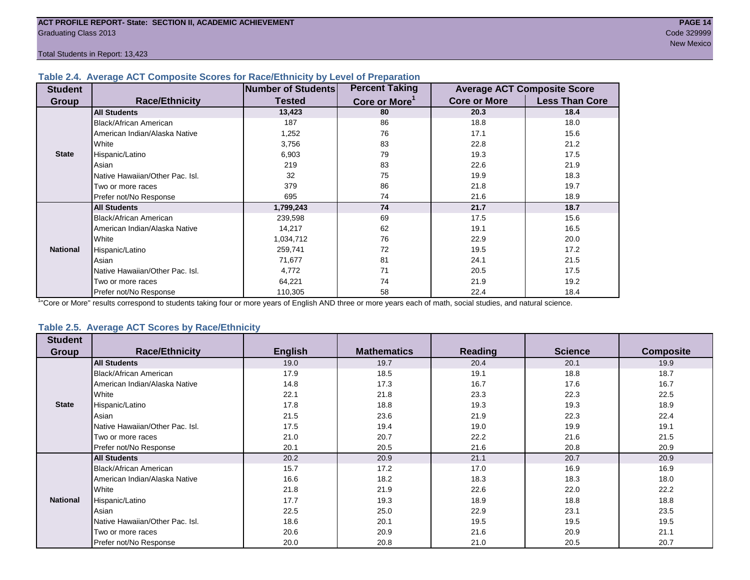Total Students in Report: 13,423

### Table 2.4. Average ACT Composite Scores for Race/Ethnicity by Level of Preparation

| Student Group | Race/Ethnicity | Number of Students Tested | Percent Taking Core or More[1] | Average ACT Composite Score | |
|---|---|---|---|---|---|
| | | | | Core or More | Less Than Core |
| State | **All Students** | **13,423** | **80** | **20.3** | **18.4** |
| | Black/African American | 187 | 86 | 18.8 | 18.0 |
| | American Indian/Alaska Native | 1,252 | 76 | 17.1 | 15.6 |
| | White | 3,756 | 83 | 22.8 | 21.2 |
| | Hispanic/Latino | 6,903 | 79 | 19.3 | 17.5 |
| | Asian | 219 | 83 | 22.6 | 21.9 |
| | Native Hawaiian/Other Pac. Isl. | 32 | 75 | 19.9 | 18.3 |
| | Two or more races | 379 | 86 | 21.8 | 19.7 |
| | Prefer not/No Response | 695 | 74 | 21.6 | 18.9 |
| National | **All Students** | **1,799,243** | **74** | **21.7** | **18.7** |
| | Black/African American | 239,598 | 69 | 17.5 | 15.6 |
| | American Indian/Alaska Native | 14,217 | 62 | 19.1 | 16.5 |
| | White | 1,034,712 | 76 | 22.9 | 20.0 |
| | Hispanic/Latino | 259,741 | 72 | 19.5 | 17.2 |
| | Asian | 71,677 | 81 | 24.1 | 21.5 |
| | Native Hawaiian/Other Pac. Isl. | 4,772 | 71 | 20.5 | 17.5 |
| | Two or more races | 64,221 | 74 | 21.9 | 19.2 |
| | Prefer not/No Response | 110,305 | 58 | 22.4 | 18.4 |

[1]"Core or More" results correspond to students taking four or more years of English AND three or more years each of math, social studies, and natural science.

### Table 2.5. Average ACT Scores by Race/Ethnicity

| Student Group | Race/Ethnicity | English | Mathematics | Reading | Science | Composite |
|---|---|---|---|---|---|---|
| State | **All Students** | 19.0 | 19.7 | 20.4 | 20.1 | 19.9 |
| | Black/African American | 17.9 | 18.5 | 19.1 | 18.8 | 18.7 |
| | American Indian/Alaska Native | 14.8 | 17.3 | 16.7 | 17.6 | 16.7 |
| | White | 22.1 | 21.8 | 23.3 | 22.3 | 22.5 |
| | Hispanic/Latino | 17.8 | 18.8 | 19.3 | 19.3 | 18.9 |
| | Asian | 21.5 | 23.6 | 21.9 | 22.3 | 22.4 |
| | Native Hawaiian/Other Pac. Isl. | 17.5 | 19.4 | 19.0 | 19.9 | 19.1 |
| | Two or more races | 21.0 | 20.7 | 22.2 | 21.6 | 21.5 |
| | Prefer not/No Response | 20.1 | 20.5 | 21.6 | 20.8 | 20.9 |
| National | **All Students** | 20.2 | 20.9 | 21.1 | 20.7 | 20.9 |
| | Black/African American | 15.7 | 17.2 | 17.0 | 16.9 | 16.9 |
| | American Indian/Alaska Native | 16.6 | 18.2 | 18.3 | 18.3 | 18.0 |
| | White | 21.8 | 21.9 | 22.6 | 22.0 | 22.2 |
| | Hispanic/Latino | 17.7 | 19.3 | 18.9 | 18.8 | 18.8 |
| | Asian | 22.5 | 25.0 | 22.9 | 23.1 | 23.5 |
| | Native Hawaiian/Other Pac. Isl. | 18.6 | 20.1 | 19.5 | 19.5 | 19.5 |
| | Two or more races | 20.6 | 20.9 | 21.6 | 20.9 | 21.1 |
| | Prefer not/No Response | 20.0 | 20.8 | 21.0 | 20.5 | 20.7 |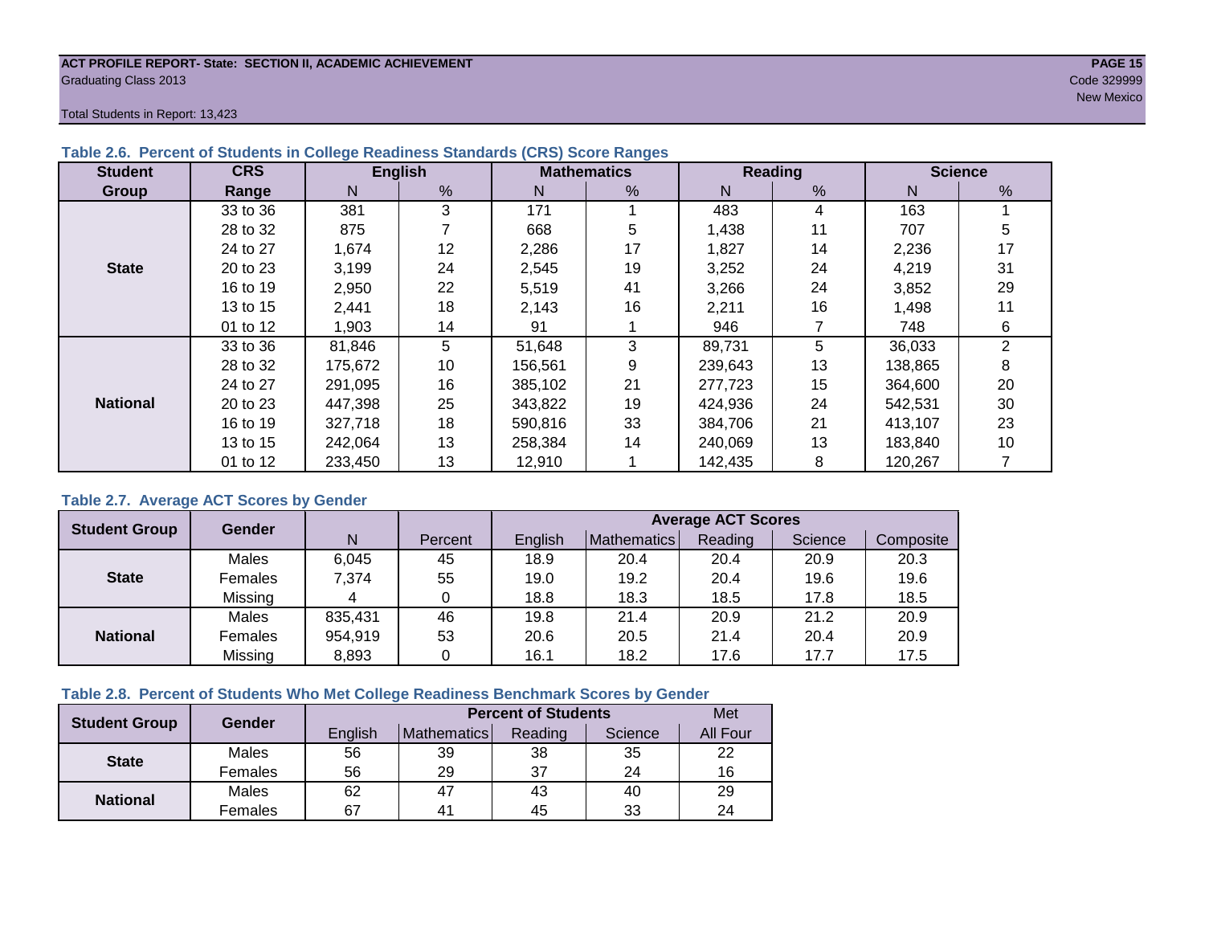Total Students in Report: 13,423

### Table 2.6. Percent of Students in College Readiness Standards (CRS) Score Ranges

| Student Group | CRS Range | English | | Mathematics | | Reading | | Science | |
|---|---|---|---|---|---|---|---|---|---|
| | | N | % | N | % | N | % | N | % |
| State | 33 to 36 | 381 | 3 | 171 | 1 | 483 | 4 | 163 | 1 |
| | 28 to 32 | 875 | 7 | 668 | 5 | 1,438 | 11 | 707 | 5 |
| | 24 to 27 | 1,674 | 12 | 2,286 | 17 | 1,827 | 14 | 2,236 | 17 |
| | 20 to 23 | 3,199 | 24 | 2,545 | 19 | 3,252 | 24 | 4,219 | 31 |
| | 16 to 19 | 2,950 | 22 | 5,519 | 41 | 3,266 | 24 | 3,852 | 29 |
| | 13 to 15 | 2,441 | 18 | 2,143 | 16 | 2,211 | 16 | 1,498 | 11 |
| | 01 to 12 | 1,903 | 14 | 91 | 1 | 946 | 7 | 748 | 6 |
| National | 33 to 36 | 81,846 | 5 | 51,648 | 3 | 89,731 | 5 | 36,033 | 2 |
| | 28 to 32 | 175,672 | 10 | 156,561 | 9 | 239,643 | 13 | 138,865 | 8 |
| | 24 to 27 | 291,095 | 16 | 385,102 | 21 | 277,723 | 15 | 364,600 | 20 |
| | 20 to 23 | 447,398 | 25 | 343,822 | 19 | 424,936 | 24 | 542,531 | 30 |
| | 16 to 19 | 327,718 | 18 | 590,816 | 33 | 384,706 | 21 | 413,107 | 23 |
| | 13 to 15 | 242,064 | 13 | 258,384 | 14 | 240,069 | 13 | 183,840 | 10 |
| | 01 to 12 | 233,450 | 13 | 12,910 | 1 | 142,435 | 8 | 120,267 | 7 |

### Table 2.7. Average ACT Scores by Gender

| Student Group | Gender | N | Percent | Average ACT Scores | | | | |
|---|---|---|---|---|---|---|---|---|
| | | | | English | Mathematics | Reading | Science | Composite |
| State | Males | 6,045 | 45 | 18.9 | 20.4 | 20.4 | 20.9 | 20.3 |
| | Females | 7,374 | 55 | 19.0 | 19.2 | 20.4 | 19.6 | 19.6 |
| | Missing | 4 | 0 | 18.8 | 18.3 | 18.5 | 17.8 | 18.5 |
| National | Males | 835,431 | 46 | 19.8 | 21.4 | 20.9 | 21.2 | 20.9 |
| | Females | 954,919 | 53 | 20.6 | 20.5 | 21.4 | 20.4 | 20.9 |
| | Missing | 8,893 | 0 | 16.1 | 18.2 | 17.6 | 17.7 | 17.5 |

### Table 2.8. Percent of Students Who Met College Readiness Benchmark Scores by Gender

| Student Group | Gender | Percent of Students | | | | Met |
|---|---|---|---|---|---|---|
| | | English | Mathematics | Reading | Science | All Four |
| State | Males | 56 | 39 | 38 | 35 | 22 |
| | Females | 56 | 29 | 37 | 24 | 16 |
| National | Males | 62 | 47 | 43 | 40 | 29 |
| | Females | 67 | 41 | 45 | 33 | 24 |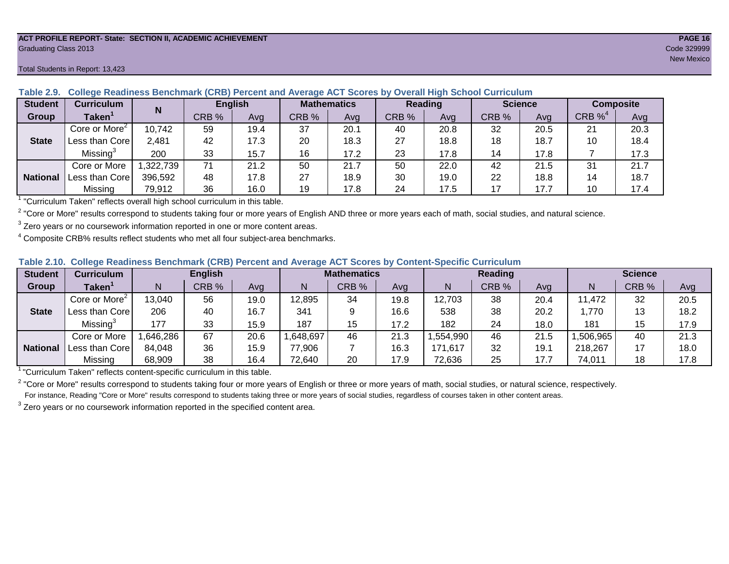**ACT PROFILE REPORT- State: SECTION II, ACADEMIC ACHIEVEMENT**

Graduating Class 2013

Code 329999

New Mexico

Total Students in Report: 13,423

**Table 2.9. College Readiness Benchmark (CRB) Percent and Average ACT Scores by Overall High School Curriculum**

| Student Group | Curriculum Taken[1] | N | English | | Mathematics | | Reading | | Science | | Composite | |
|---|---|---|---|---|---|---|---|---|---|---|---|---|
| | | | CRB % | Avg | CRB % | Avg | CRB % | Avg | CRB % | Avg | CRB %[4] | Avg |
| State | Core or More[2] | 10,742 | 59 | 19.4 | 37 | 20.1 | 40 | 20.8 | 32 | 20.5 | 21 | 20.3 |
| | Less than Core | 2,481 | 42 | 17.3 | 20 | 18.3 | 27 | 18.8 | 18 | 18.7 | 10 | 18.4 |
| | Missing[3] | 200 | 33 | 15.7 | 16 | 17.2 | 23 | 17.8 | 14 | 17.8 | 7 | 17.3 |
| National | Core or More | 1,322,739 | 71 | 21.2 | 50 | 21.7 | 50 | 22.0 | 42 | 21.5 | 31 | 21.7 |
| | Less than Core | 396,592 | 48 | 17.8 | 27 | 18.9 | 30 | 19.0 | 22 | 18.8 | 14 | 18.7 |
| | Missing | 79,912 | 36 | 16.0 | 19 | 17.8 | 24 | 17.5 | 17 | 17.7 | 10 | 17.4 |

[1] "Curriculum Taken" reflects overall high school curriculum in this table.

[2] "Core or More" results correspond to students taking four or more years of English AND three or more years each of math, social studies, and natural science.

[3] Zero years or no coursework information reported in one or more content areas.

[4] Composite CRB% results reflect students who met all four subject-area benchmarks.

**Table 2.10. College Readiness Benchmark (CRB) Percent and Average ACT Scores by Content-Specific Curriculum**

| Student Group | Curriculum Taken[1] | English | | | Mathematics | | | Reading | | | Science | | |
|---|---|---|---|---|---|---|---|---|---|---|---|---|---|
| | | N | CRB % | Avg | N | CRB % | Avg | N | CRB % | Avg | N | CRB % | Avg |
| State | Core or More[2] | 13,040 | 56 | 19.0 | 12,895 | 34 | 19.8 | 12,703 | 38 | 20.4 | 11,472 | 32 | 20.5 |
| | Less than Core | 206 | 40 | 16.7 | 341 | 9 | 16.6 | 538 | 38 | 20.2 | 1,770 | 13 | 18.2 |
| | Missing[3] | 177 | 33 | 15.9 | 187 | 15 | 17.2 | 182 | 24 | 18.0 | 181 | 15 | 17.9 |
| National | Core or More | 1,646,286 | 67 | 20.6 | 1,648,697 | 46 | 21.3 | 1,554,990 | 46 | 21.5 | 1,506,965 | 40 | 21.3 |
| | Less than Core | 84,048 | 36 | 15.9 | 77,906 | 7 | 16.3 | 171,617 | 32 | 19.1 | 218,267 | 17 | 18.0 |
| | Missing | 68,909 | 38 | 16.4 | 72,640 | 20 | 17.9 | 72,636 | 25 | 17.7 | 74,011 | 18 | 17.8 |

[1] "Curriculum Taken" reflects content-specific curriculum in this table.

[2] "Core or More" results correspond to students taking four or more years of English or three or more years of math, social studies, or natural science, respectively.
For instance, Reading "Core or More" results correspond to students taking three or more years of social studies, regardless of courses taken in other content areas.

[3] Zero years or no coursework information reported in the specified content area.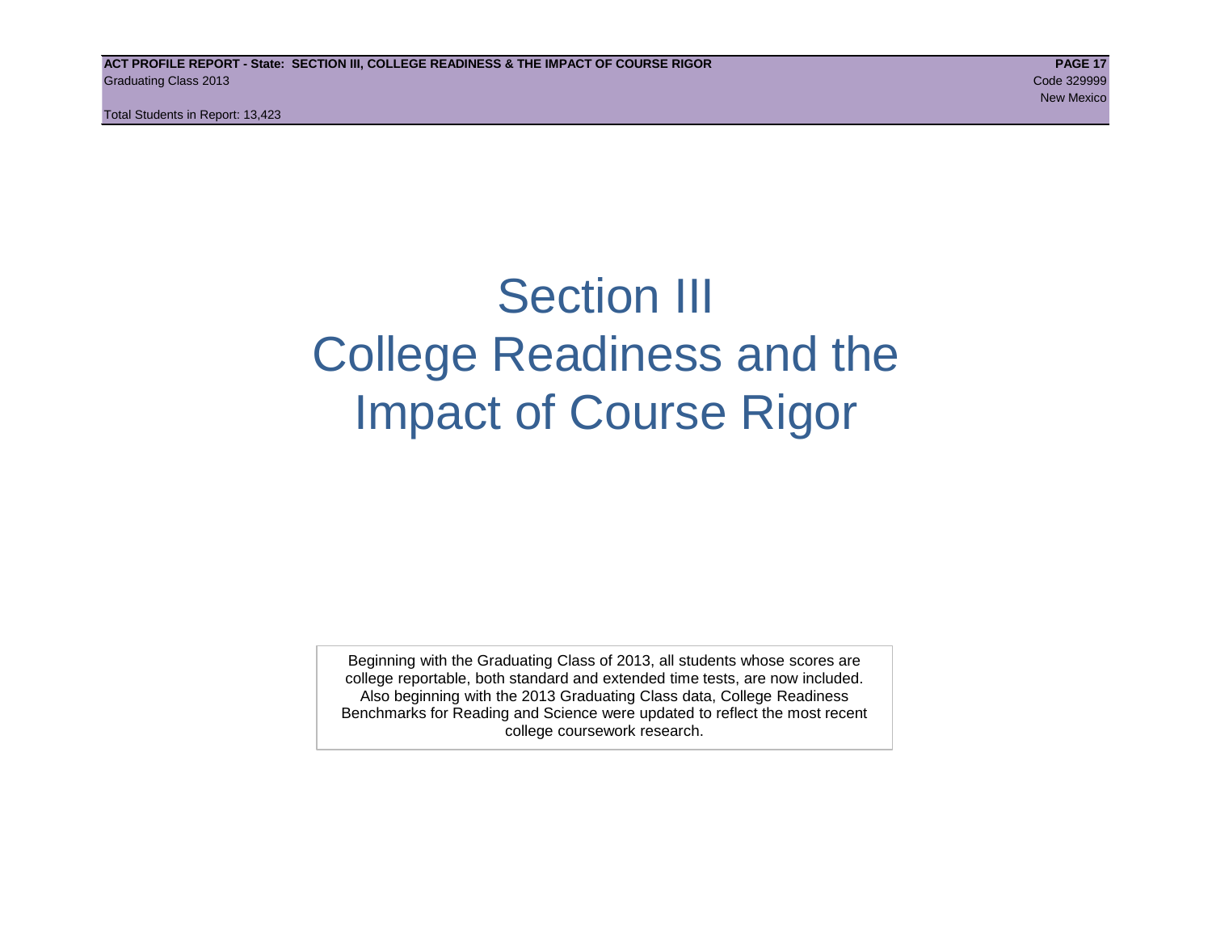# Section III
# College Readiness and the Impact of Course Rigor

Beginning with the Graduating Class of 2013, all students whose scores are college reportable, both standard and extended time tests, are now included. Also beginning with the 2013 Graduating Class data, College Readiness Benchmarks for Reading and Science were updated to reflect the most recent college coursework research.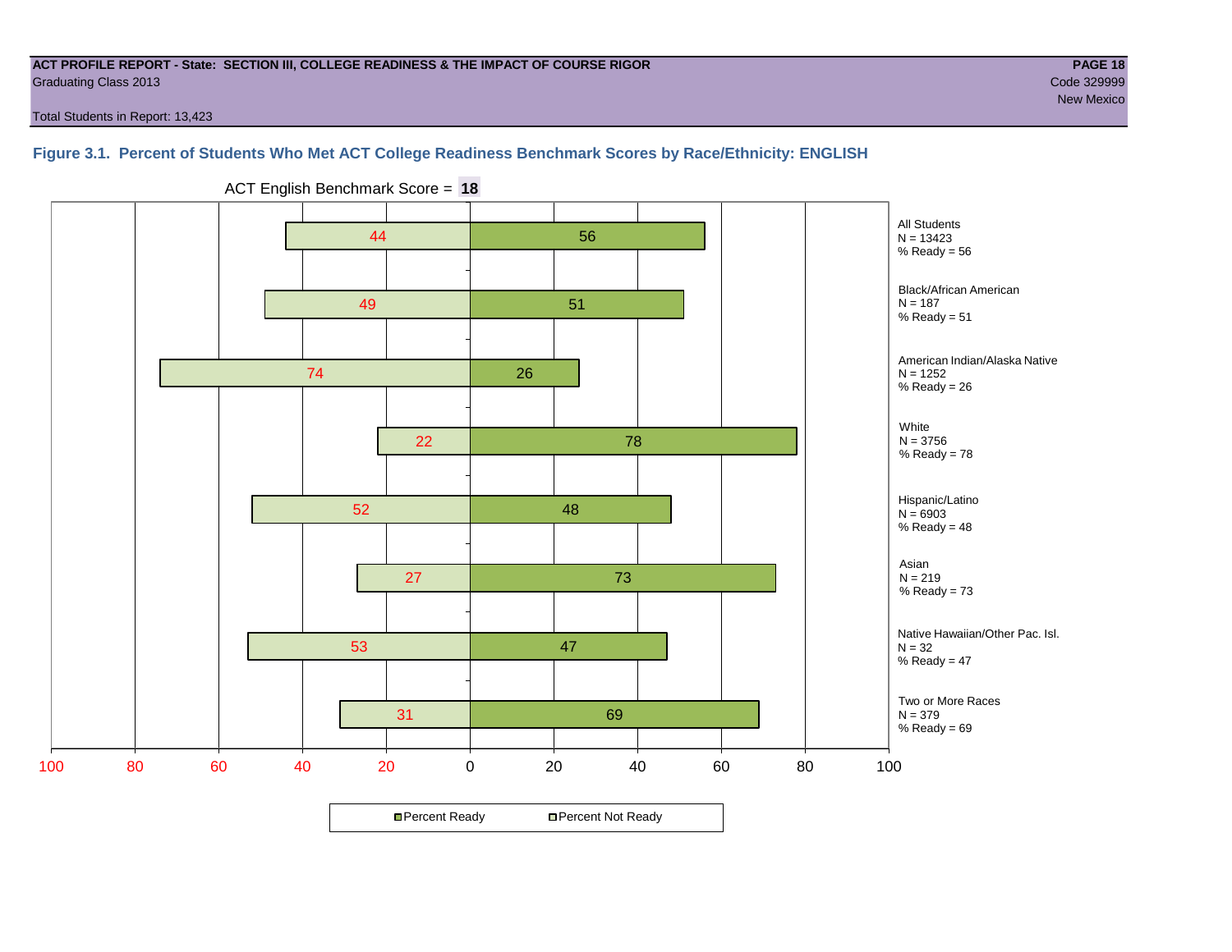**ACT PROFILE REPORT - State: SECTION III, COLLEGE READINESS & THE IMPACT OF COURSE RIGOR**
Graduating Class 2013
Total Students in Report: 13,423

Code 329999
New Mexico

### Figure 3.1. Percent of Students Who Met ACT College Readiness Benchmark Scores by Race/Ethnicity: ENGLISH

ACT English Benchmark Score = **18**

| Group | N | Percent Not Ready | Percent Ready |
|---|---|---|---|
| All Students | 13423 | 44 | 56 |
| Black/African American | 187 | 49 | 51 |
| American Indian/Alaska Native | 1252 | 74 | 26 |
| White | 3756 | 22 | 78 |
| Hispanic/Latino | 6903 | 52 | 48 |
| Asian | 219 | 27 | 73 |
| Native Hawaiian/Other Pac. Isl. | 32 | 53 | 47 |
| Two or More Races | 379 | 31 | 69 |

All Students
N = 13423
% Ready = 56

Black/African American
N = 187
% Ready = 51

American Indian/Alaska Native
N = 1252
% Ready = 26

White
N = 3756
% Ready = 78

Hispanic/Latino
N = 6903
% Ready = 48

Asian
N = 219
% Ready = 73

Native Hawaiian/Other Pac. Isl.
N = 32
% Ready = 47

Two or More Races
N = 379
% Ready = 69

Percent Ready | Percent Not Ready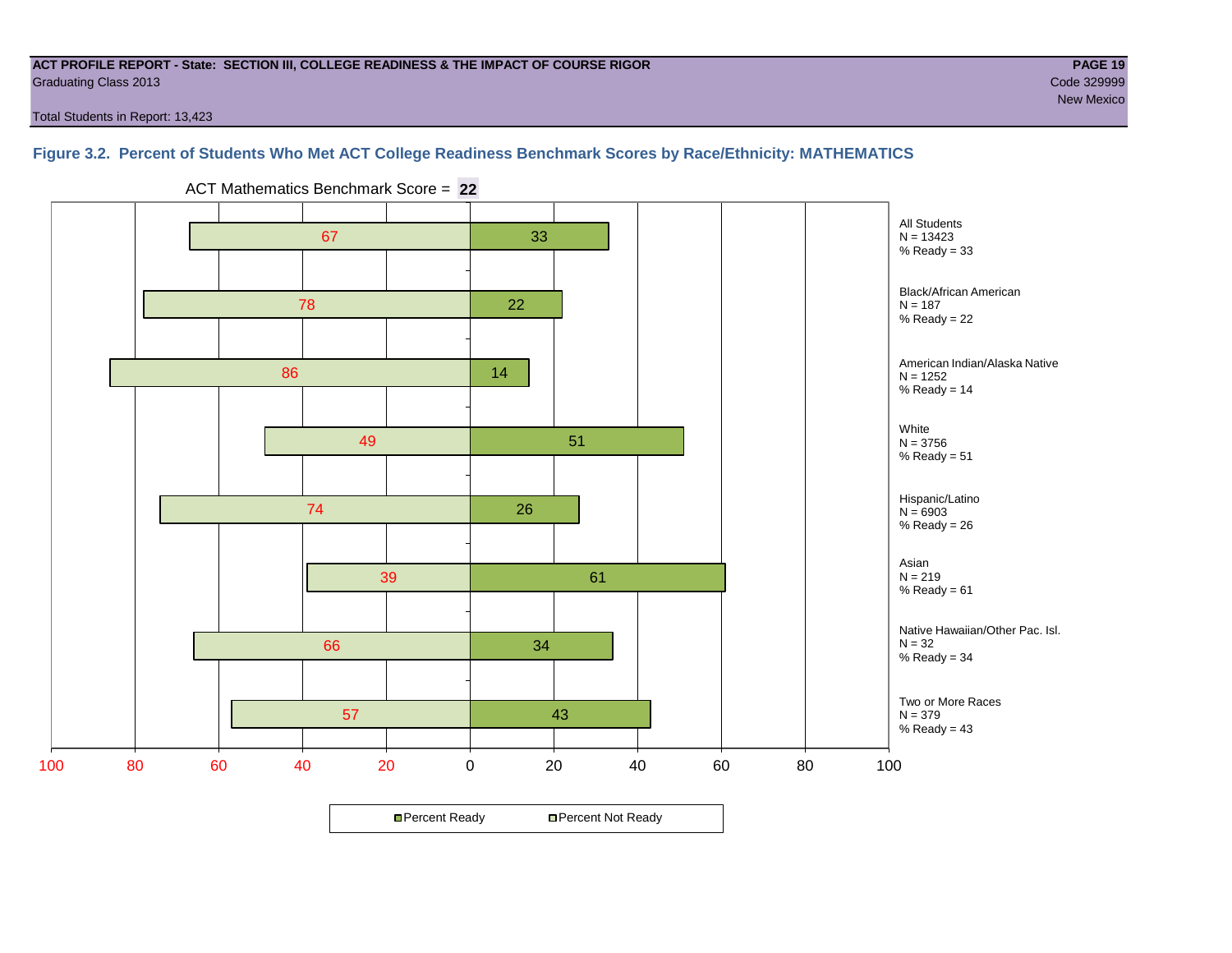**ACT PROFILE REPORT - State: SECTION III, COLLEGE READINESS & THE IMPACT OF COURSE RIGOR**
Graduating Class 2013
Code 329999
New Mexico

Total Students in Report: 13,423

### Figure 3.2. Percent of Students Who Met ACT College Readiness Benchmark Scores by Race/Ethnicity: MATHEMATICS

ACT Mathematics Benchmark Score = **22**

| Group | N | Percent Not Ready | Percent Ready |
|---|---|---|---|
| All Students | 13423 | 67 | 33 |
| Black/African American | 187 | 78 | 22 |
| American Indian/Alaska Native | 1252 | 86 | 14 |
| White | 3756 | 49 | 51 |
| Hispanic/Latino | 6903 | 74 | 26 |
| Asian | 219 | 39 | 61 |
| Native Hawaiian/Other Pac. Isl. | 32 | 66 | 34 |
| Two or More Races | 379 | 57 | 43 |

Percent Ready | Percent Not Ready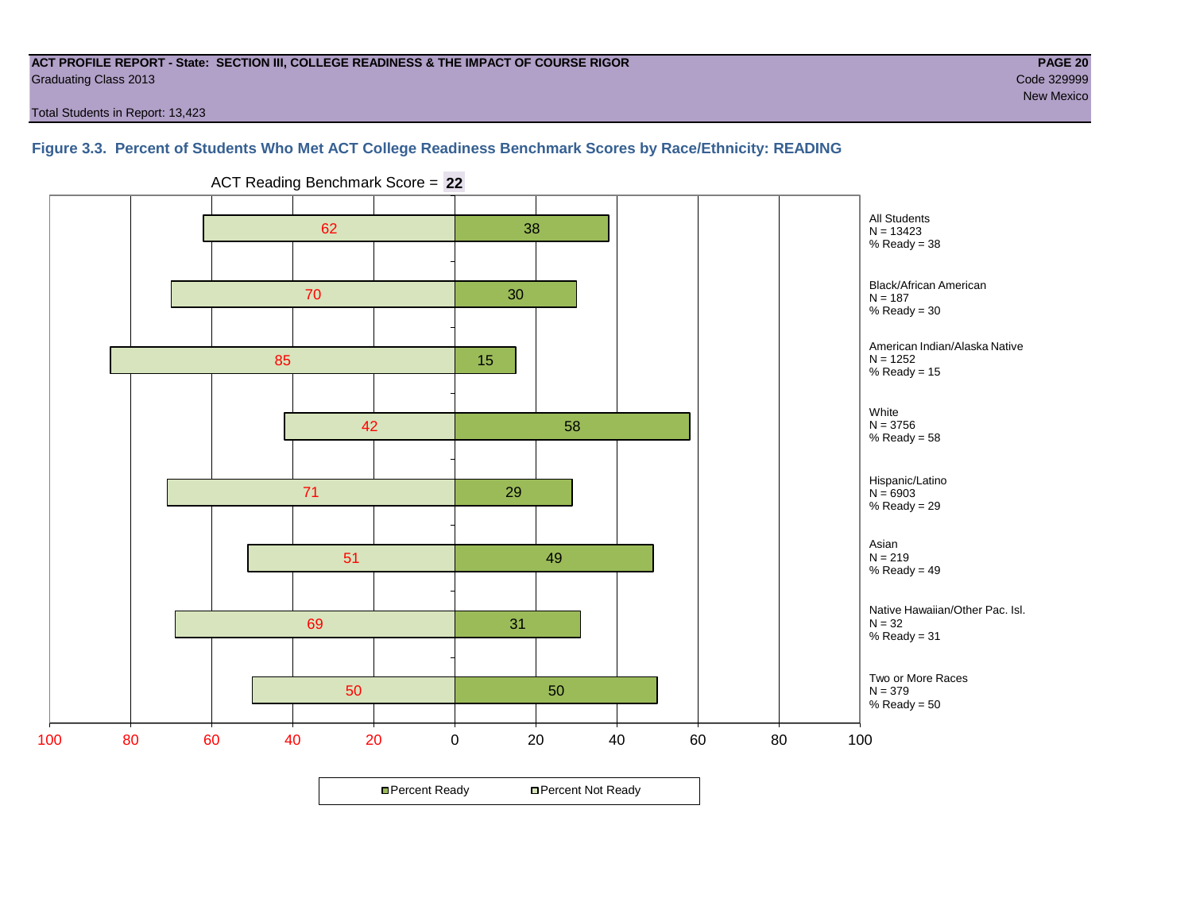**ACT PROFILE REPORT - State: SECTION III, COLLEGE READINESS & THE IMPACT OF COURSE RIGOR**
Graduating Class 2013

Code 329999
New Mexico

Total Students in Report: 13,423

### Figure 3.3. Percent of Students Who Met ACT College Readiness Benchmark Scores by Race/Ethnicity: READING

ACT Reading Benchmark Score = **22**

| Group | N | Percent Not Ready | Percent Ready |
|---|---|---|---|
| All Students | 13423 | 62 | 38 |
| Black/African American | 187 | 70 | 30 |
| American Indian/Alaska Native | 1252 | 85 | 15 |
| White | 3756 | 42 | 58 |
| Hispanic/Latino | 6903 | 71 | 29 |
| Asian | 219 | 51 | 49 |
| Native Hawaiian/Other Pac. Isl. | 32 | 69 | 31 |
| Two or More Races | 379 | 50 | 50 |

Percent Ready | Percent Not Ready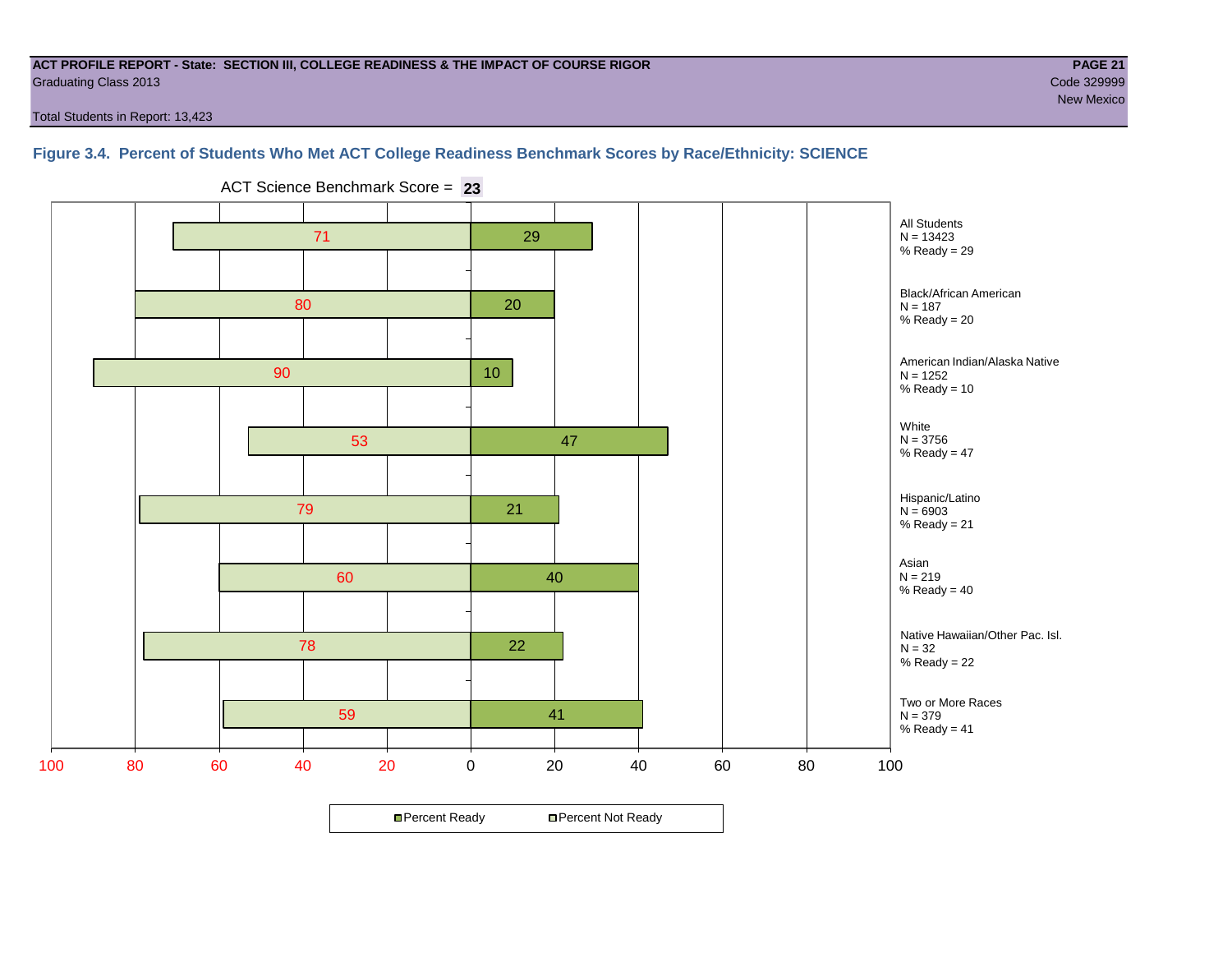**ACT PROFILE REPORT - State: SECTION III, COLLEGE READINESS & THE IMPACT OF COURSE RIGOR**
Graduating Class 2013

Code 329999
New Mexico

Total Students in Report: 13,423

### Figure 3.4. Percent of Students Who Met ACT College Readiness Benchmark Scores by Race/Ethnicity: SCIENCE

ACT Science Benchmark Score = **23**

| Group | N | Percent Not Ready | Percent Ready |
|---|---|---|---|
| All Students | 13423 | 71 | 29 |
| Black/African American | 187 | 80 | 20 |
| American Indian/Alaska Native | 1252 | 90 | 10 |
| White | 3756 | 53 | 47 |
| Hispanic/Latino | 6903 | 79 | 21 |
| Asian | 219 | 60 | 40 |
| Native Hawaiian/Other Pac. Isl. | 32 | 78 | 22 |
| Two or More Races | 379 | 59 | 41 |

Percent Ready | Percent Not Ready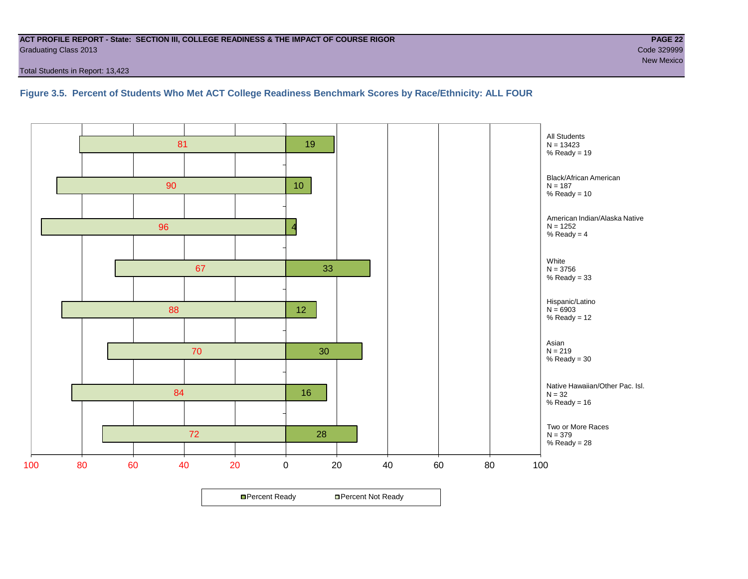**ACT PROFILE REPORT - State: SECTION III, COLLEGE READINESS & THE IMPACT OF COURSE RIGOR**
Graduating Class 2013
Code 329999
New Mexico

Total Students in Report: 13,423

### Figure 3.5. Percent of Students Who Met ACT College Readiness Benchmark Scores by Race/Ethnicity: ALL FOUR

| Group | N | Percent Not Ready | Percent Ready |
|---|---|---|---|
| All Students | 13423 | 81 | 19 |
| Black/African American | 187 | 90 | 10 |
| American Indian/Alaska Native | 1252 | 96 | 4 |
| White | 3756 | 67 | 33 |
| Hispanic/Latino | 6903 | 88 | 12 |
| Asian | 219 | 70 | 30 |
| Native Hawaiian/Other Pac. Isl. | 32 | 84 | 16 |
| Two or More Races | 379 | 72 | 28 |

Percent Ready / Percent Not Ready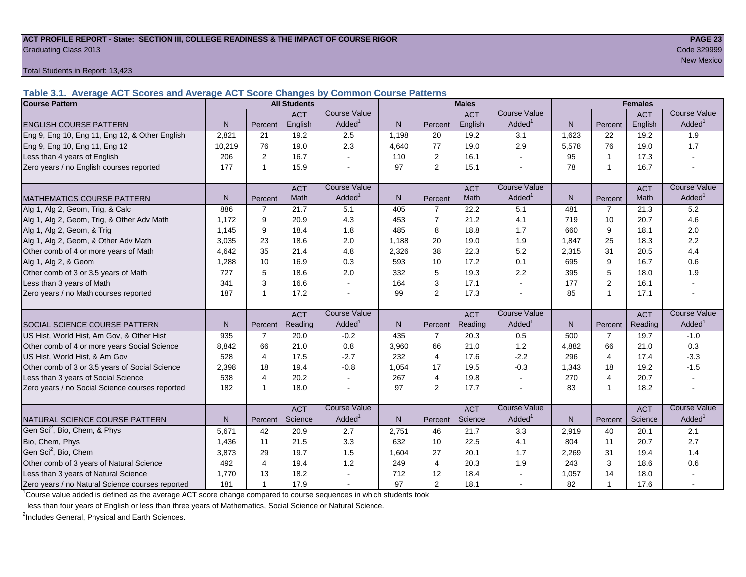**ACT PROFILE REPORT - State: SECTION III, COLLEGE READINESS & THE IMPACT OF COURSE RIGOR**

Graduating Class 2013

Code 329999

New Mexico

Total Students in Report: 13,423

### Table 3.1. Average ACT Scores and Average ACT Score Changes by Common Course Patterns

| Course Pattern | All Students | | | | Males | | | | Females | | | |
|---|---|---|---|---|---|---|---|---|---|---|---|---|
| ENGLISH COURSE PATTERN | N | Percent | ACT English | Course Value Added[1] | N | Percent | ACT English | Course Value Added[1] | N | Percent | ACT English | Course Value Added[1] |
| Eng 9, Eng 10, Eng 11, Eng 12, & Other English | 2,821 | 21 | 19.2 | 2.5 | 1,198 | 20 | 19.2 | 3.1 | 1,623 | 22 | 19.2 | 1.9 |
| Eng 9, Eng 10, Eng 11, Eng 12 | 10,219 | 76 | 19.0 | 2.3 | 4,640 | 77 | 19.0 | 2.9 | 5,578 | 76 | 19.0 | 1.7 |
| Less than 4 years of English | 206 | 2 | 16.7 | - | 110 | 2 | 16.1 | - | 95 | 1 | 17.3 | - |
| Zero years / no English courses reported | 177 | 1 | 15.9 | - | 97 | 2 | 15.1 | - | 78 | 1 | 16.7 | - |
| MATHEMATICS COURSE PATTERN | N | Percent | ACT Math | Course Value Added[1] | N | Percent | ACT Math | Course Value Added[1] | N | Percent | ACT Math | Course Value Added[1] |
| Alg 1, Alg 2, Geom, Trig, & Calc | 886 | 7 | 21.7 | 5.1 | 405 | 7 | 22.2 | 5.1 | 481 | 7 | 21.3 | 5.2 |
| Alg 1, Alg 2, Geom, Trig, & Other Adv Math | 1,172 | 9 | 20.9 | 4.3 | 453 | 7 | 21.2 | 4.1 | 719 | 10 | 20.7 | 4.6 |
| Alg 1, Alg 2, Geom, & Trig | 1,145 | 9 | 18.4 | 1.8 | 485 | 8 | 18.8 | 1.7 | 660 | 9 | 18.1 | 2.0 |
| Alg 1, Alg 2, Geom, & Other Adv Math | 3,035 | 23 | 18.6 | 2.0 | 1,188 | 20 | 19.0 | 1.9 | 1,847 | 25 | 18.3 | 2.2 |
| Other comb of 4 or more years of Math | 4,642 | 35 | 21.4 | 4.8 | 2,326 | 38 | 22.3 | 5.2 | 2,315 | 31 | 20.5 | 4.4 |
| Alg 1, Alg 2, & Geom | 1,288 | 10 | 16.9 | 0.3 | 593 | 10 | 17.2 | 0.1 | 695 | 9 | 16.7 | 0.6 |
| Other comb of 3 or 3.5 years of Math | 727 | 5 | 18.6 | 2.0 | 332 | 5 | 19.3 | 2.2 | 395 | 5 | 18.0 | 1.9 |
| Less than 3 years of Math | 341 | 3 | 16.6 | - | 164 | 3 | 17.1 | - | 177 | 2 | 16.1 | - |
| Zero years / no Math courses reported | 187 | 1 | 17.2 | - | 99 | 2 | 17.3 | - | 85 | 1 | 17.1 | - |
| SOCIAL SCIENCE COURSE PATTERN | N | Percent | ACT Reading | Course Value Added[1] | N | Percent | ACT Reading | Course Value Added[1] | N | Percent | ACT Reading | Course Value Added[1] |
| US Hist, World Hist, Am Gov, & Other Hist | 935 | 7 | 20.0 | -0.2 | 435 | 7 | 20.3 | 0.5 | 500 | 7 | 19.7 | -1.0 |
| Other comb of 4 or more years Social Science | 8,842 | 66 | 21.0 | 0.8 | 3,960 | 66 | 21.0 | 1.2 | 4,882 | 66 | 21.0 | 0.3 |
| US Hist, World Hist, & Am Gov | 528 | 4 | 17.5 | -2.7 | 232 | 4 | 17.6 | -2.2 | 296 | 4 | 17.4 | -3.3 |
| Other comb of 3 or 3.5 years of Social Science | 2,398 | 18 | 19.4 | -0.8 | 1,054 | 17 | 19.5 | -0.3 | 1,343 | 18 | 19.2 | -1.5 |
| Less than 3 years of Social Science | 538 | 4 | 20.2 | - | 267 | 4 | 19.8 | - | 270 | 4 | 20.7 | - |
| Zero years / no Social Science courses reported | 182 | 1 | 18.0 | - | 97 | 2 | 17.7 | - | 83 | 1 | 18.2 | - |
| NATURAL SCIENCE COURSE PATTERN | N | Percent | ACT Science | Course Value Added[1] | N | Percent | ACT Science | Course Value Added[1] | N | Percent | ACT Science | Course Value Added[1] |
| Gen Sci[2], Bio, Chem, & Phys | 5,671 | 42 | 20.9 | 2.7 | 2,751 | 46 | 21.7 | 3.3 | 2,919 | 40 | 20.1 | 2.1 |
| Bio, Chem, Phys | 1,436 | 11 | 21.5 | 3.3 | 632 | 10 | 22.5 | 4.1 | 804 | 11 | 20.7 | 2.7 |
| Gen Sci[2], Bio, Chem | 3,873 | 29 | 19.7 | 1.5 | 1,604 | 27 | 20.1 | 1.7 | 2,269 | 31 | 19.4 | 1.4 |
| Other comb of 3 years of Natural Science | 492 | 4 | 19.4 | 1.2 | 249 | 4 | 20.3 | 1.9 | 243 | 3 | 18.6 | 0.6 |
| Less than 3 years of Natural Science | 1,770 | 13 | 18.2 | - | 712 | 12 | 18.4 | - | 1,057 | 14 | 18.0 | - |
| Zero years / no Natural Science courses reported | 181 | 1 | 17.9 | - | 97 | 2 | 18.1 | - | 82 | 1 | 17.6 | - |

[1]Course value added is defined as the average ACT score change compared to course sequences in which students took less than four years of English or less than three years of Mathematics, Social Science or Natural Science.

[2]Includes General, Physical and Earth Sciences.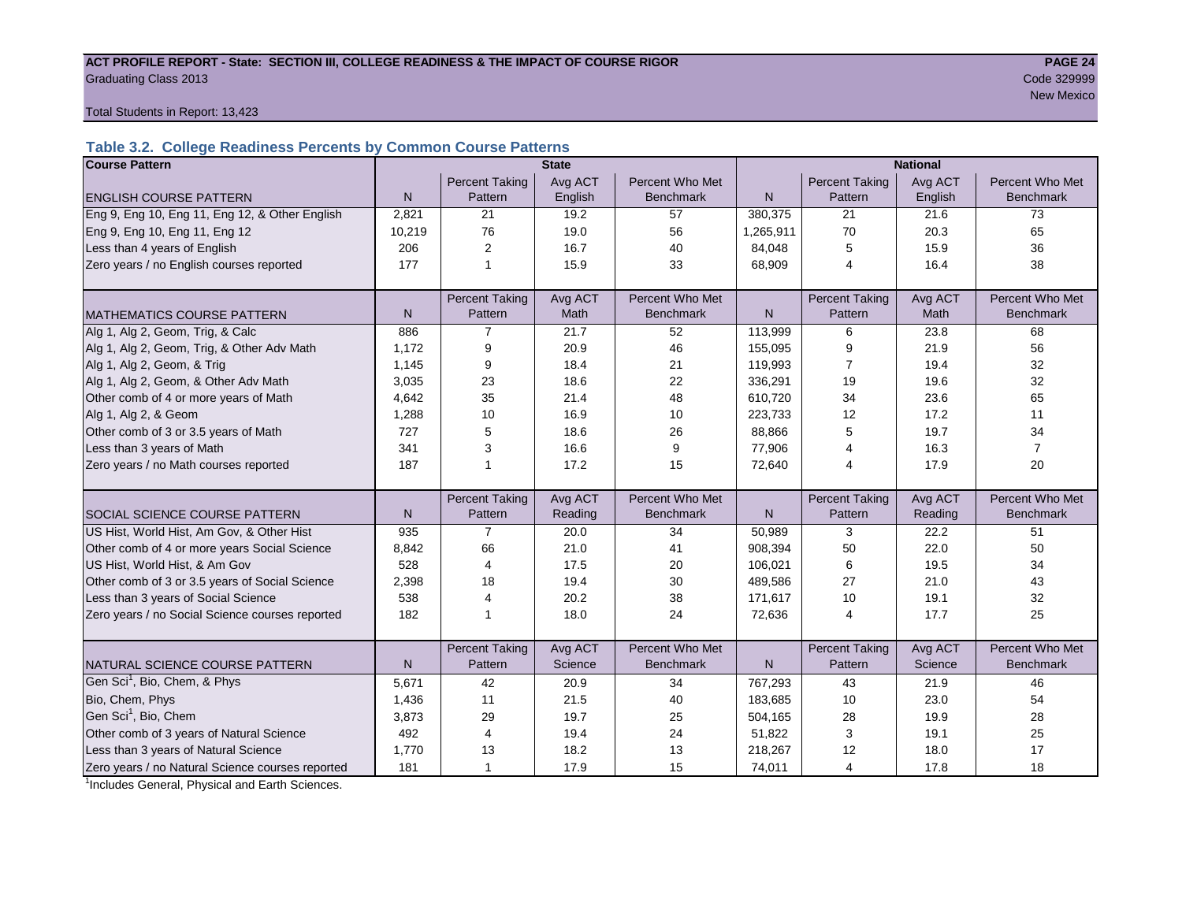**ACT PROFILE REPORT - State: SECTION III, COLLEGE READINESS & THE IMPACT OF COURSE RIGOR**
Graduating Class 2013
Code 329999
New Mexico

Total Students in Report: 13,423

### Table 3.2. College Readiness Percents by Common Course Patterns

| Course Pattern | State | | | | National | | | |
|---|---|---|---|---|---|---|---|---|
| ENGLISH COURSE PATTERN | N | Percent Taking Pattern | Avg ACT English | Percent Who Met Benchmark | N | Percent Taking Pattern | Avg ACT English | Percent Who Met Benchmark |
| Eng 9, Eng 10, Eng 11, Eng 12, & Other English | 2,821 | 21 | 19.2 | 57 | 380,375 | 21 | 21.6 | 73 |
| Eng 9, Eng 10, Eng 11, Eng 12 | 10,219 | 76 | 19.0 | 56 | 1,265,911 | 70 | 20.3 | 65 |
| Less than 4 years of English | 206 | 2 | 16.7 | 40 | 84,048 | 5 | 15.9 | 36 |
| Zero years / no English courses reported | 177 | 1 | 15.9 | 33 | 68,909 | 4 | 16.4 | 38 |
| MATHEMATICS COURSE PATTERN | N | Percent Taking Pattern | Avg ACT Math | Percent Who Met Benchmark | N | Percent Taking Pattern | Avg ACT Math | Percent Who Met Benchmark |
| Alg 1, Alg 2, Geom, Trig, & Calc | 886 | 7 | 21.7 | 52 | 113,999 | 6 | 23.8 | 68 |
| Alg 1, Alg 2, Geom, Trig, & Other Adv Math | 1,172 | 9 | 20.9 | 46 | 155,095 | 9 | 21.9 | 56 |
| Alg 1, Alg 2, Geom, & Trig | 1,145 | 9 | 18.4 | 21 | 119,993 | 7 | 19.4 | 32 |
| Alg 1, Alg 2, Geom, & Other Adv Math | 3,035 | 23 | 18.6 | 22 | 336,291 | 19 | 19.6 | 32 |
| Other comb of 4 or more years of Math | 4,642 | 35 | 21.4 | 48 | 610,720 | 34 | 23.6 | 65 |
| Alg 1, Alg 2, & Geom | 1,288 | 10 | 16.9 | 10 | 223,733 | 12 | 17.2 | 11 |
| Other comb of 3 or 3.5 years of Math | 727 | 5 | 18.6 | 26 | 88,866 | 5 | 19.7 | 34 |
| Less than 3 years of Math | 341 | 3 | 16.6 | 9 | 77,906 | 4 | 16.3 | 7 |
| Zero years / no Math courses reported | 187 | 1 | 17.2 | 15 | 72,640 | 4 | 17.9 | 20 |
| SOCIAL SCIENCE COURSE PATTERN | N | Percent Taking Pattern | Avg ACT Reading | Percent Who Met Benchmark | N | Percent Taking Pattern | Avg ACT Reading | Percent Who Met Benchmark |
| US Hist, World Hist, Am Gov, & Other Hist | 935 | 7 | 20.0 | 34 | 50,989 | 3 | 22.2 | 51 |
| Other comb of 4 or more years Social Science | 8,842 | 66 | 21.0 | 41 | 908,394 | 50 | 22.0 | 50 |
| US Hist, World Hist, & Am Gov | 528 | 4 | 17.5 | 20 | 106,021 | 6 | 19.5 | 34 |
| Other comb of 3 or 3.5 years of Social Science | 2,398 | 18 | 19.4 | 30 | 489,586 | 27 | 21.0 | 43 |
| Less than 3 years of Social Science | 538 | 4 | 20.2 | 38 | 171,617 | 10 | 19.1 | 32 |
| Zero years / no Social Science courses reported | 182 | 1 | 18.0 | 24 | 72,636 | 4 | 17.7 | 25 |
| NATURAL SCIENCE COURSE PATTERN | N | Percent Taking Pattern | Avg ACT Science | Percent Who Met Benchmark | N | Percent Taking Pattern | Avg ACT Science | Percent Who Met Benchmark |
| Gen Sci[1], Bio, Chem, & Phys | 5,671 | 42 | 20.9 | 34 | 767,293 | 43 | 21.9 | 46 |
| Bio, Chem, Phys | 1,436 | 11 | 21.5 | 40 | 183,685 | 10 | 23.0 | 54 |
| Gen Sci[1], Bio, Chem | 3,873 | 29 | 19.7 | 25 | 504,165 | 28 | 19.9 | 28 |
| Other comb of 3 years of Natural Science | 492 | 4 | 19.4 | 24 | 51,822 | 3 | 19.1 | 25 |
| Less than 3 years of Natural Science | 1,770 | 13 | 18.2 | 13 | 218,267 | 12 | 18.0 | 17 |
| Zero years / no Natural Science courses reported | 181 | 1 | 17.9 | 15 | 74,011 | 4 | 17.8 | 18 |

[1]Includes General, Physical and Earth Sciences.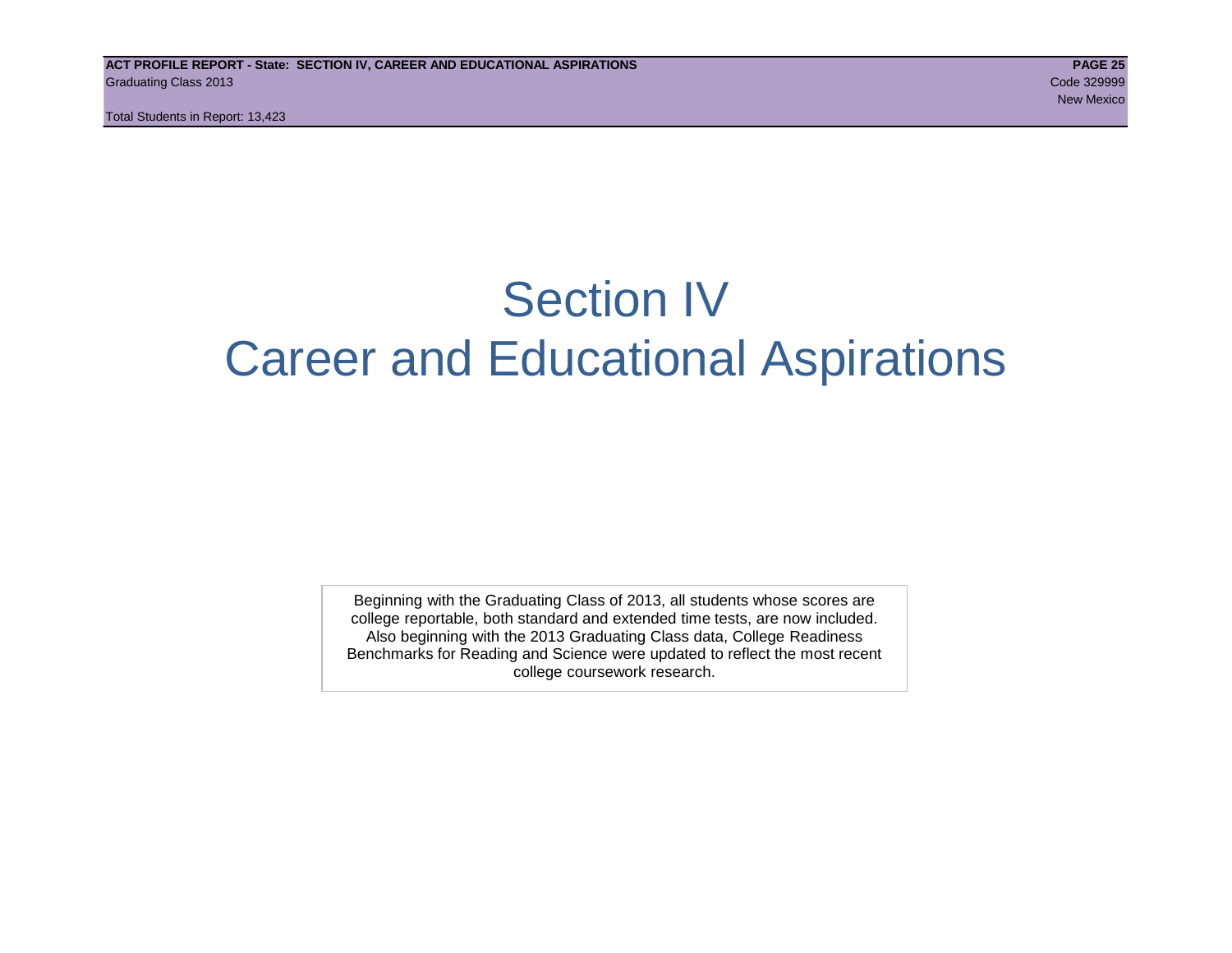# Section IV
# Career and Educational Aspirations

Beginning with the Graduating Class of 2013, all students whose scores are college reportable, both standard and extended time tests, are now included. Also beginning with the 2013 Graduating Class data, College Readiness Benchmarks for Reading and Science were updated to reflect the most recent college coursework research.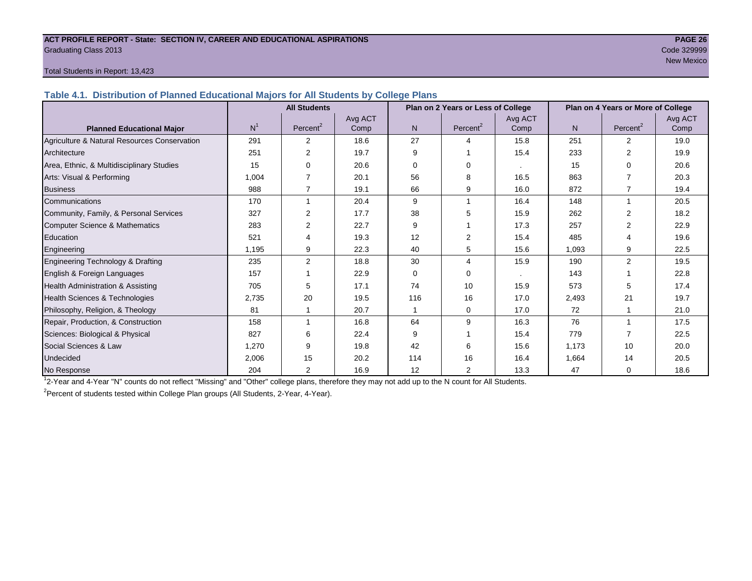ACT PROFILE REPORT - State: SECTION IV, CAREER AND EDUCATIONAL ASPIRATIONS

Graduating Class 2013

Code 329999

New Mexico

Total Students in Report: 13,423

## Table 4.1. Distribution of Planned Educational Majors for All Students by College Plans

| | All Students | | | Plan on 2 Years or Less of College | | | Plan on 4 Years or More of College | | |
|---|---|---|---|---|---|---|---|---|---|
| Planned Educational Major | N[1] | Percent[2] | Avg ACT Comp | N | Percent[2] | Avg ACT Comp | N | Percent[2] | Avg ACT Comp |
| Agriculture & Natural Resources Conservation | 291 | 2 | 18.6 | 27 | 4 | 15.8 | 251 | 2 | 19.0 |
| Architecture | 251 | 2 | 19.7 | 9 | 1 | 15.4 | 233 | 2 | 19.9 |
| Area, Ethnic, & Multidisciplinary Studies | 15 | 0 | 20.6 | 0 | 0 | . | 15 | 0 | 20.6 |
| Arts: Visual & Performing | 1,004 | 7 | 20.1 | 56 | 8 | 16.5 | 863 | 7 | 20.3 |
| Business | 988 | 7 | 19.1 | 66 | 9 | 16.0 | 872 | 7 | 19.4 |
| Communications | 170 | 1 | 20.4 | 9 | 1 | 16.4 | 148 | 1 | 20.5 |
| Community, Family, & Personal Services | 327 | 2 | 17.7 | 38 | 5 | 15.9 | 262 | 2 | 18.2 |
| Computer Science & Mathematics | 283 | 2 | 22.7 | 9 | 1 | 17.3 | 257 | 2 | 22.9 |
| Education | 521 | 4 | 19.3 | 12 | 2 | 15.4 | 485 | 4 | 19.6 |
| Engineering | 1,195 | 9 | 22.3 | 40 | 5 | 15.6 | 1,093 | 9 | 22.5 |
| Engineering Technology & Drafting | 235 | 2 | 18.8 | 30 | 4 | 15.9 | 190 | 2 | 19.5 |
| English & Foreign Languages | 157 | 1 | 22.9 | 0 | 0 | . | 143 | 1 | 22.8 |
| Health Administration & Assisting | 705 | 5 | 17.1 | 74 | 10 | 15.9 | 573 | 5 | 17.4 |
| Health Sciences & Technologies | 2,735 | 20 | 19.5 | 116 | 16 | 17.0 | 2,493 | 21 | 19.7 |
| Philosophy, Religion, & Theology | 81 | 1 | 20.7 | 1 | 0 | 17.0 | 72 | 1 | 21.0 |
| Repair, Production, & Construction | 158 | 1 | 16.8 | 64 | 9 | 16.3 | 76 | 1 | 17.5 |
| Sciences: Biological & Physical | 827 | 6 | 22.4 | 9 | 1 | 15.4 | 779 | 7 | 22.5 |
| Social Sciences & Law | 1,270 | 9 | 19.8 | 42 | 6 | 15.6 | 1,173 | 10 | 20.0 |
| Undecided | 2,006 | 15 | 20.2 | 114 | 16 | 16.4 | 1,664 | 14 | 20.5 |
| No Response | 204 | 2 | 16.9 | 12 | 2 | 13.3 | 47 | 0 | 18.6 |

[1] 2-Year and 4-Year "N" counts do not reflect "Missing" and "Other" college plans, therefore they may not add up to the N count for All Students.

[2] Percent of students tested within College Plan groups (All Students, 2-Year, 4-Year).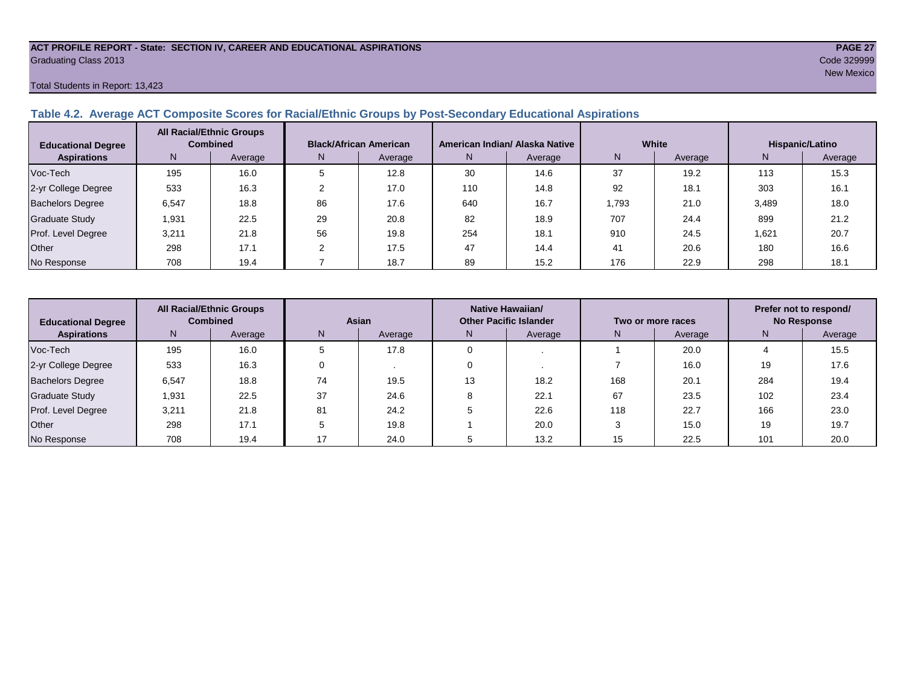**ACT PROFILE REPORT - State: SECTION IV, CAREER AND EDUCATIONAL ASPIRATIONS**
Graduating Class 2013

Code 329999
New Mexico

Total Students in Report: 13,423

### Table 4.2. Average ACT Composite Scores for Racial/Ethnic Groups by Post-Secondary Educational Aspirations

| Educational Degree Aspirations | All Racial/Ethnic Groups Combined | | Black/African American | | American Indian/ Alaska Native | | White | | Hispanic/Latino | |
|---|---|---|---|---|---|---|---|---|---|---|
| | N | Average | N | Average | N | Average | N | Average | N | Average |
| Voc-Tech | 195 | 16.0 | 5 | 12.8 | 30 | 14.6 | 37 | 19.2 | 113 | 15.3 |
| 2-yr College Degree | 533 | 16.3 | 2 | 17.0 | 110 | 14.8 | 92 | 18.1 | 303 | 16.1 |
| Bachelors Degree | 6,547 | 18.8 | 86 | 17.6 | 640 | 16.7 | 1,793 | 21.0 | 3,489 | 18.0 |
| Graduate Study | 1,931 | 22.5 | 29 | 20.8 | 82 | 18.9 | 707 | 24.4 | 899 | 21.2 |
| Prof. Level Degree | 3,211 | 21.8 | 56 | 19.8 | 254 | 18.1 | 910 | 24.5 | 1,621 | 20.7 |
| Other | 298 | 17.1 | 2 | 17.5 | 47 | 14.4 | 41 | 20.6 | 180 | 16.6 |
| No Response | 708 | 19.4 | 7 | 18.7 | 89 | 15.2 | 176 | 22.9 | 298 | 18.1 |

| Educational Degree Aspirations | All Racial/Ethnic Groups Combined | | Asian | | Native Hawaiian/ Other Pacific Islander | | Two or more races | | Prefer not to respond/ No Response | |
|---|---|---|---|---|---|---|---|---|---|---|
| | N | Average | N | Average | N | Average | N | Average | N | Average |
| Voc-Tech | 195 | 16.0 | 5 | 17.8 | 0 | . | 1 | 20.0 | 4 | 15.5 |
| 2-yr College Degree | 533 | 16.3 | 0 | . | 0 | . | 7 | 16.0 | 19 | 17.6 |
| Bachelors Degree | 6,547 | 18.8 | 74 | 19.5 | 13 | 18.2 | 168 | 20.1 | 284 | 19.4 |
| Graduate Study | 1,931 | 22.5 | 37 | 24.6 | 8 | 22.1 | 67 | 23.5 | 102 | 23.4 |
| Prof. Level Degree | 3,211 | 21.8 | 81 | 24.2 | 5 | 22.6 | 118 | 22.7 | 166 | 23.0 |
| Other | 298 | 17.1 | 5 | 19.8 | 1 | 20.0 | 3 | 15.0 | 19 | 19.7 |
| No Response | 708 | 19.4 | 17 | 24.0 | 5 | 13.2 | 15 | 22.5 | 101 | 20.0 |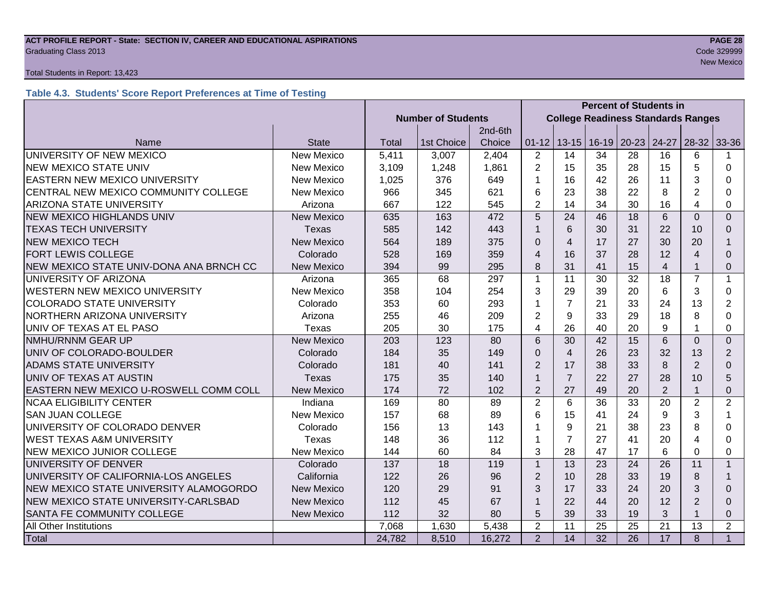**Table 4.3. Students' Score Report Preferences at Time of Testing**

| | | Number of Students | | | Percent of Students in College Readiness Standards Ranges | | | | | | |
|---|---|---|---|---|---|---|---|---|---|---|---|
| Name | State | Total | 1st Choice | 2nd-6th Choice | 01-12 | 13-15 | 16-19 | 20-23 | 24-27 | 28-32 | 33-36 |
| UNIVERSITY OF NEW MEXICO | New Mexico | 5,411 | 3,007 | 2,404 | 2 | 14 | 34 | 28 | 16 | 6 | 1 |
| NEW MEXICO STATE UNIV | New Mexico | 3,109 | 1,248 | 1,861 | 2 | 15 | 35 | 28 | 15 | 5 | 0 |
| EASTERN NEW MEXICO UNIVERSITY | New Mexico | 1,025 | 376 | 649 | 1 | 16 | 42 | 26 | 11 | 3 | 0 |
| CENTRAL NEW MEXICO COMMUNITY COLLEGE | New Mexico | 966 | 345 | 621 | 6 | 23 | 38 | 22 | 8 | 2 | 0 |
| ARIZONA STATE UNIVERSITY | Arizona | 667 | 122 | 545 | 2 | 14 | 34 | 30 | 16 | 4 | 0 |
| NEW MEXICO HIGHLANDS UNIV | New Mexico | 635 | 163 | 472 | 5 | 24 | 46 | 18 | 6 | 0 | 0 |
| TEXAS TECH UNIVERSITY | Texas | 585 | 142 | 443 | 1 | 6 | 30 | 31 | 22 | 10 | 0 |
| NEW MEXICO TECH | New Mexico | 564 | 189 | 375 | 0 | 4 | 17 | 27 | 30 | 20 | 1 |
| FORT LEWIS COLLEGE | Colorado | 528 | 169 | 359 | 4 | 16 | 37 | 28 | 12 | 4 | 0 |
| NEW MEXICO STATE UNIV-DONA ANA BRNCH CC | New Mexico | 394 | 99 | 295 | 8 | 31 | 41 | 15 | 4 | 1 | 0 |
| UNIVERSITY OF ARIZONA | Arizona | 365 | 68 | 297 | 1 | 11 | 30 | 32 | 18 | 7 | 1 |
| WESTERN NEW MEXICO UNIVERSITY | New Mexico | 358 | 104 | 254 | 3 | 29 | 39 | 20 | 6 | 3 | 0 |
| COLORADO STATE UNIVERSITY | Colorado | 353 | 60 | 293 | 1 | 7 | 21 | 33 | 24 | 13 | 2 |
| NORTHERN ARIZONA UNIVERSITY | Arizona | 255 | 46 | 209 | 2 | 9 | 33 | 29 | 18 | 8 | 0 |
| UNIV OF TEXAS AT EL PASO | Texas | 205 | 30 | 175 | 4 | 26 | 40 | 20 | 9 | 1 | 0 |
| NMHU/RNNM GEAR UP | New Mexico | 203 | 123 | 80 | 6 | 30 | 42 | 15 | 6 | 0 | 0 |
| UNIV OF COLORADO-BOULDER | Colorado | 184 | 35 | 149 | 0 | 4 | 26 | 23 | 32 | 13 | 2 |
| ADAMS STATE UNIVERSITY | Colorado | 181 | 40 | 141 | 2 | 17 | 38 | 33 | 8 | 2 | 0 |
| UNIV OF TEXAS AT AUSTIN | Texas | 175 | 35 | 140 | 1 | 7 | 22 | 27 | 28 | 10 | 5 |
| EASTERN NEW MEXICO U-ROSWELL COMM COLL | New Mexico | 174 | 72 | 102 | 2 | 27 | 49 | 20 | 2 | 1 | 0 |
| NCAA ELIGIBILITY CENTER | Indiana | 169 | 80 | 89 | 2 | 6 | 36 | 33 | 20 | 2 | 2 |
| SAN JUAN COLLEGE | New Mexico | 157 | 68 | 89 | 6 | 15 | 41 | 24 | 9 | 3 | 1 |
| UNIVERSITY OF COLORADO DENVER | Colorado | 156 | 13 | 143 | 1 | 9 | 21 | 38 | 23 | 8 | 0 |
| WEST TEXAS A&M UNIVERSITY | Texas | 148 | 36 | 112 | 1 | 7 | 27 | 41 | 20 | 4 | 0 |
| NEW MEXICO JUNIOR COLLEGE | New Mexico | 144 | 60 | 84 | 3 | 28 | 47 | 17 | 6 | 0 | 0 |
| UNIVERSITY OF DENVER | Colorado | 137 | 18 | 119 | 1 | 13 | 23 | 24 | 26 | 11 | 1 |
| UNIVERSITY OF CALIFORNIA-LOS ANGELES | California | 122 | 26 | 96 | 2 | 10 | 28 | 33 | 19 | 8 | 1 |
| NEW MEXICO STATE UNIVERSITY ALAMOGORDO | New Mexico | 120 | 29 | 91 | 3 | 17 | 33 | 24 | 20 | 3 | 0 |
| NEW MEXICO STATE UNIVERSITY-CARLSBAD | New Mexico | 112 | 45 | 67 | 1 | 22 | 44 | 20 | 12 | 2 | 0 |
| SANTA FE COMMUNITY COLLEGE | New Mexico | 112 | 32 | 80 | 5 | 39 | 33 | 19 | 3 | 1 | 0 |
| All Other Institutions | | 7,068 | 1,630 | 5,438 | 2 | 11 | 25 | 25 | 21 | 13 | 2 |
| Total | | 24,782 | 8,510 | 16,272 | 2 | 14 | 32 | 26 | 17 | 8 | 1 |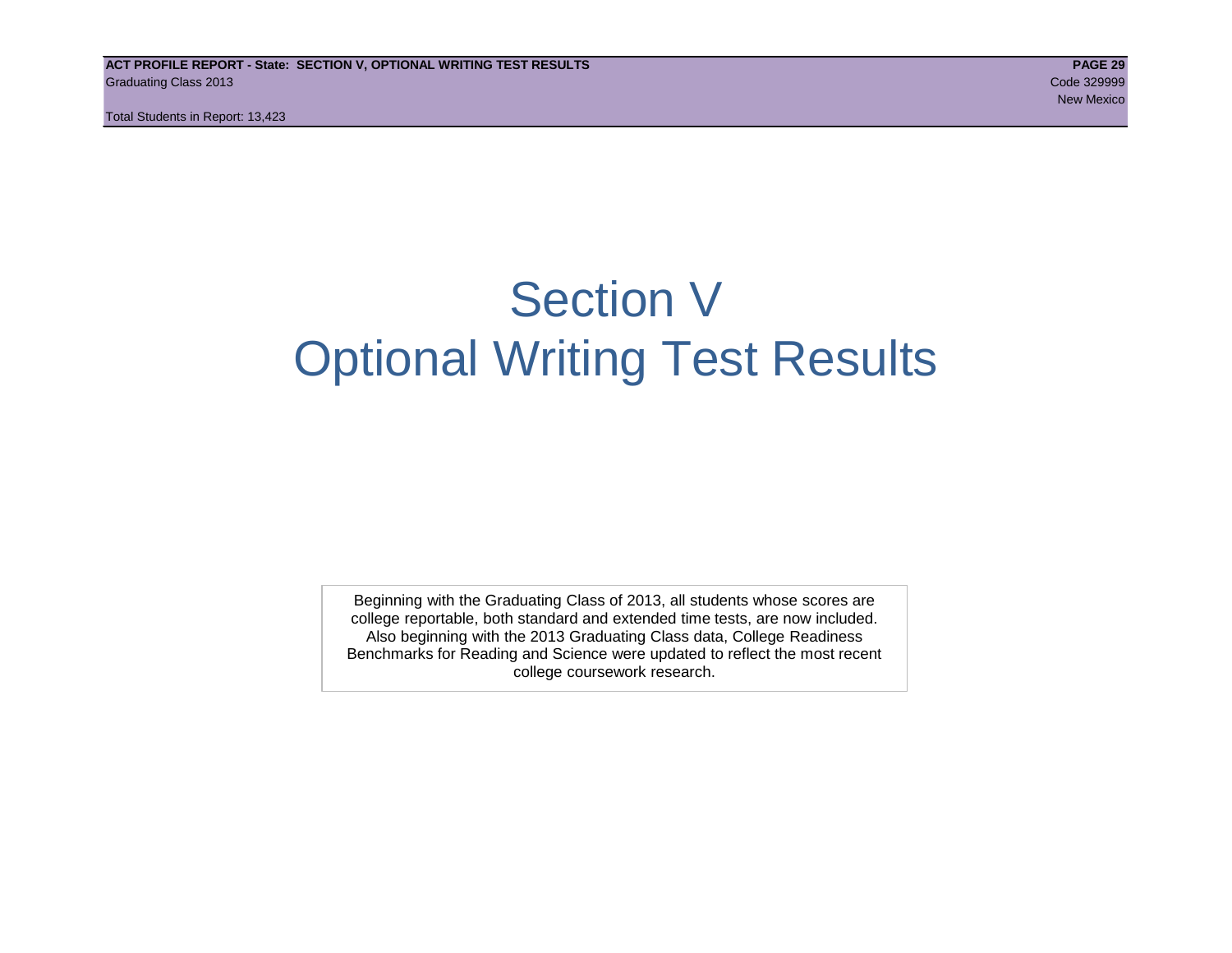# Section V
# Optional Writing Test Results

Beginning with the Graduating Class of 2013, all students whose scores are college reportable, both standard and extended time tests, are now included. Also beginning with the 2013 Graduating Class data, College Readiness Benchmarks for Reading and Science were updated to reflect the most recent college coursework research.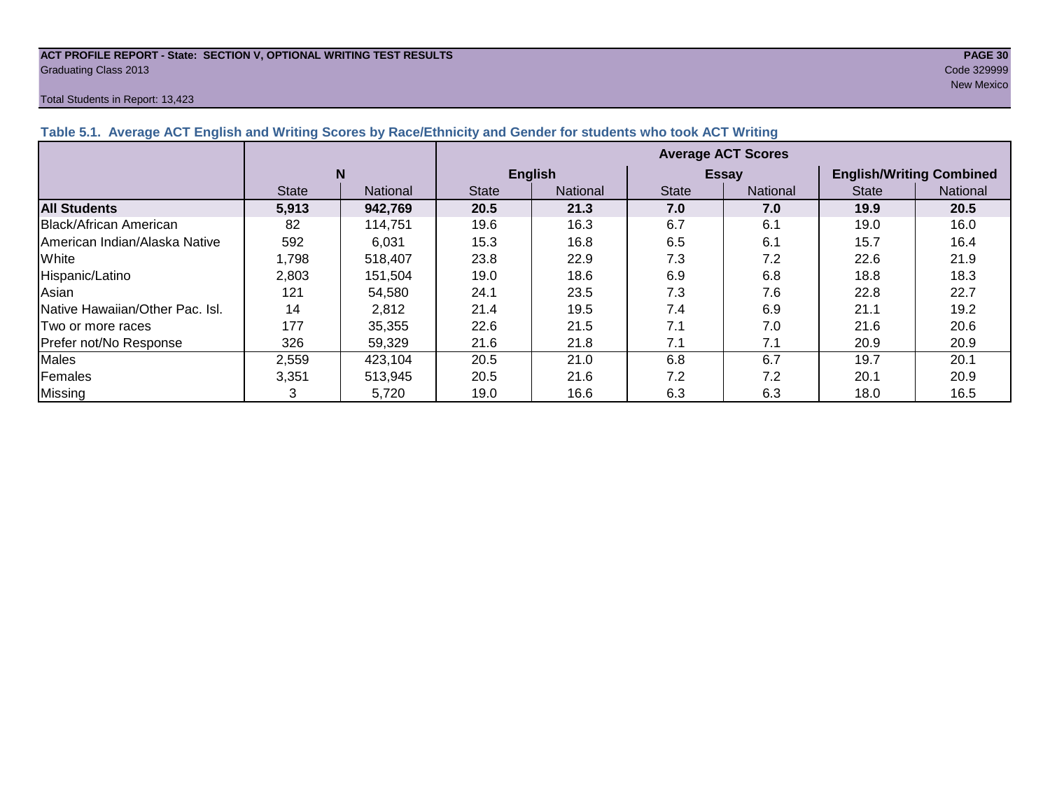**ACT PROFILE REPORT - State: SECTION V, OPTIONAL WRITING TEST RESULTS**
Graduating Class 2013

Code 329999
New Mexico

Total Students in Report: 13,423

### Table 5.1. Average ACT English and Writing Scores by Race/Ethnicity and Gender for students who took ACT Writing

| | N | | Average ACT Scores | | | | | |
|---|---|---|---|---|---|---|---|---|
| | | | English | | Essay | | English/Writing Combined | |
| | State | National | State | National | State | National | State | National |
| **All Students** | **5,913** | **942,769** | **20.5** | **21.3** | **7.0** | **7.0** | **19.9** | **20.5** |
| Black/African American | 82 | 114,751 | 19.6 | 16.3 | 6.7 | 6.1 | 19.0 | 16.0 |
| American Indian/Alaska Native | 592 | 6,031 | 15.3 | 16.8 | 6.5 | 6.1 | 15.7 | 16.4 |
| White | 1,798 | 518,407 | 23.8 | 22.9 | 7.3 | 7.2 | 22.6 | 21.9 |
| Hispanic/Latino | 2,803 | 151,504 | 19.0 | 18.6 | 6.9 | 6.8 | 18.8 | 18.3 |
| Asian | 121 | 54,580 | 24.1 | 23.5 | 7.3 | 7.6 | 22.8 | 22.7 |
| Native Hawaiian/Other Pac. Isl. | 14 | 2,812 | 21.4 | 19.5 | 7.4 | 6.9 | 21.1 | 19.2 |
| Two or more races | 177 | 35,355 | 22.6 | 21.5 | 7.1 | 7.0 | 21.6 | 20.6 |
| Prefer not/No Response | 326 | 59,329 | 21.6 | 21.8 | 7.1 | 7.1 | 20.9 | 20.9 |
| Males | 2,559 | 423,104 | 20.5 | 21.0 | 6.8 | 6.7 | 19.7 | 20.1 |
| Females | 3,351 | 513,945 | 20.5 | 21.6 | 7.2 | 7.2 | 20.1 | 20.9 |
| Missing | 3 | 5,720 | 19.0 | 16.6 | 6.3 | 6.3 | 18.0 | 16.5 |